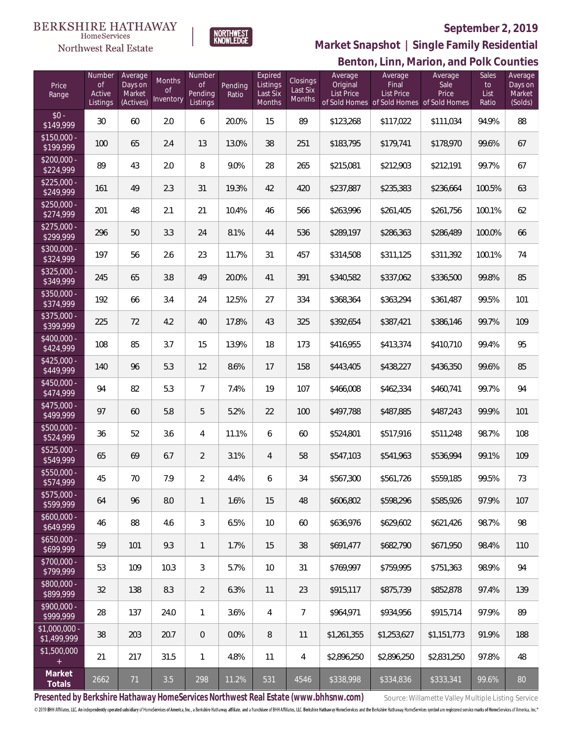BERKSHIRE HATHAWAY HomeServices Northwest Real Estate

NORTHWEST KNOWLEDGE

# September 2, 2019

## Market Snapshot | Single Family Residential

## Benton, Linn, Marion, and Polk Counties

| Price Range | Number of Active Listings | Average Days on Market (Actives) | Months of Inventory | Number of Pending Listings | Pending Ratio | Expired Listings Last Six Months | Closings Last Six Months | Average Original List Price of Sold Homes | Average Final List Price of Sold Homes | Average Sale Price of Sold Homes | Sales to List Ratio | Average Days on Market (Solds) |
|---|---|---|---|---|---|---|---|---|---|---|---|---|
| $0 - $149,999 | 30 | 60 | 2.0 | 6 | 20.0% | 15 | 89 | $123,268 | $117,022 | $111,034 | 94.9% | 88 |
| $150,000 - $199,999 | 100 | 65 | 2.4 | 13 | 13.0% | 38 | 251 | $183,795 | $179,741 | $178,970 | 99.6% | 67 |
| $200,000 - $224,999 | 89 | 43 | 2.0 | 8 | 9.0% | 28 | 265 | $215,081 | $212,903 | $212,191 | 99.7% | 67 |
| $225,000 - $249,999 | 161 | 49 | 2.3 | 31 | 19.3% | 42 | 420 | $237,887 | $235,383 | $236,664 | 100.5% | 63 |
| $250,000 - $274,999 | 201 | 48 | 2.1 | 21 | 10.4% | 46 | 566 | $263,996 | $261,405 | $261,756 | 100.1% | 62 |
| $275,000 - $299,999 | 296 | 50 | 3.3 | 24 | 8.1% | 44 | 536 | $289,197 | $286,363 | $286,489 | 100.0% | 66 |
| $300,000 - $324,999 | 197 | 56 | 2.6 | 23 | 11.7% | 31 | 457 | $314,508 | $311,125 | $311,392 | 100.1% | 74 |
| $325,000 - $349,999 | 245 | 65 | 3.8 | 49 | 20.0% | 41 | 391 | $340,582 | $337,062 | $336,500 | 99.8% | 85 |
| $350,000 - $374,999 | 192 | 66 | 3.4 | 24 | 12.5% | 27 | 334 | $368,364 | $363,294 | $361,487 | 99.5% | 101 |
| $375,000 - $399,999 | 225 | 72 | 4.2 | 40 | 17.8% | 43 | 325 | $392,654 | $387,421 | $386,146 | 99.7% | 109 |
| $400,000 - $424,999 | 108 | 85 | 3.7 | 15 | 13.9% | 18 | 173 | $416,955 | $413,374 | $410,710 | 99.4% | 95 |
| $425,000 - $449,999 | 140 | 96 | 5.3 | 12 | 8.6% | 17 | 158 | $443,405 | $438,227 | $436,350 | 99.6% | 85 |
| $450,000 - $474,999 | 94 | 82 | 5.3 | 7 | 7.4% | 19 | 107 | $466,008 | $462,334 | $460,741 | 99.7% | 94 |
| $475,000 - $499,999 | 97 | 60 | 5.8 | 5 | 5.2% | 22 | 100 | $497,788 | $487,885 | $487,243 | 99.9% | 101 |
| $500,000 - $524,999 | 36 | 52 | 3.6 | 4 | 11.1% | 6 | 60 | $524,801 | $517,916 | $511,248 | 98.7% | 108 |
| $525,000 - $549,999 | 65 | 69 | 6.7 | 2 | 3.1% | 4 | 58 | $547,103 | $541,963 | $536,994 | 99.1% | 109 |
| $550,000 - $574,999 | 45 | 70 | 7.9 | 2 | 4.4% | 6 | 34 | $567,300 | $561,726 | $559,185 | 99.5% | 73 |
| $575,000 - $599,999 | 64 | 96 | 8.0 | 1 | 1.6% | 15 | 48 | $606,802 | $598,296 | $585,926 | 97.9% | 107 |
| $600,000 - $649,999 | 46 | 88 | 4.6 | 3 | 6.5% | 10 | 60 | $636,976 | $629,602 | $621,426 | 98.7% | 98 |
| $650,000 - $699,999 | 59 | 101 | 9.3 | 1 | 1.7% | 15 | 38 | $691,477 | $682,790 | $671,950 | 98.4% | 110 |
| $700,000 - $799,999 | 53 | 109 | 10.3 | 3 | 5.7% | 10 | 31 | $769,997 | $759,995 | $751,363 | 98.9% | 94 |
| $800,000 - $899,999 | 32 | 138 | 8.3 | 2 | 6.3% | 11 | 23 | $915,117 | $875,739 | $852,878 | 97.4% | 139 |
| $900,000 - $999,999 | 28 | 137 | 24.0 | 1 | 3.6% | 4 | 7 | $964,971 | $934,956 | $915,714 | 97.9% | 89 |
| $1,000,000 - $1,499,999 | 38 | 203 | 20.7 | 0 | 0.0% | 8 | 11 | $1,261,355 | $1,253,627 | $1,151,773 | 91.9% | 188 |
| $1,500,000 + | 21 | 217 | 31.5 | 1 | 4.8% | 11 | 4 | $2,896,250 | $2,896,250 | $2,831,250 | 97.8% | 48 |
| **Market Totals** | 2662 | 71 | 3.5 | 298 | 11.2% | 531 | 4546 | $338,998 | $334,836 | $333,341 | 99.6% | 80 |

**Presented by Berkshire Hathaway HomeServices Northwest Real Estate (www.bhhsnw.com)** Source: Willamette Valley Multiple Listing Service

© 2019 BHH Affiliates, LLC. An independently operated subsidiary of HomeServices of America, Inc., a Berkshire Hathaway affiliate, and a franchisee of BHH Affiliates, LLC. Berkshire Hathaway HomeServices and the Berkshire Hathaway HomeServices symbol are registered service marks of HomeServices of America, Inc.®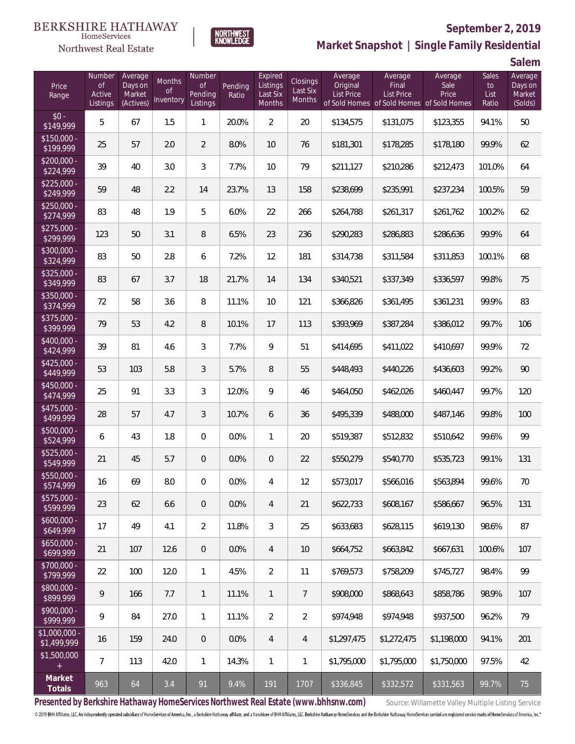BERKSHIRE HATHAWAY HomeServices Northwest Real Estate

NORTHWEST KNOWLEDGE

**September 2, 2019**

## Market Snapshot | Single Family Residential

## Salem

| Price Range | Number of Active Listings | Average Days on Market (Actives) | Months of Inventory | Number of Pending Listings | Pending Ratio | Expired Listings Last Six Months | Closings Last Six Months | Average Original List Price of Sold Homes | Average Final List Price of Sold Homes | Average Sale Price of Sold Homes | Sales to List Ratio | Average Days on Market (Solds) |
|---|---|---|---|---|---|---|---|---|---|---|---|---|
| $0 - $149,999 | 5 | 67 | 1.5 | 1 | 20.0% | 2 | 20 | $134,575 | $131,075 | $123,355 | 94.1% | 50 |
| $150,000 - $199,999 | 25 | 57 | 2.0 | 2 | 8.0% | 10 | 76 | $181,301 | $178,285 | $178,180 | 99.9% | 62 |
| $200,000 - $224,999 | 39 | 40 | 3.0 | 3 | 7.7% | 10 | 79 | $211,127 | $210,286 | $212,473 | 101.0% | 64 |
| $225,000 - $249,999 | 59 | 48 | 2.2 | 14 | 23.7% | 13 | 158 | $238,699 | $235,991 | $237,234 | 100.5% | 59 |
| $250,000 - $274,999 | 83 | 48 | 1.9 | 5 | 6.0% | 22 | 266 | $264,788 | $261,317 | $261,762 | 100.2% | 62 |
| $275,000 - $299,999 | 123 | 50 | 3.1 | 8 | 6.5% | 23 | 236 | $290,283 | $286,883 | $286,636 | 99.9% | 64 |
| $300,000 - $324,999 | 83 | 50 | 2.8 | 6 | 7.2% | 12 | 181 | $314,738 | $311,584 | $311,853 | 100.1% | 68 |
| $325,000 - $349,999 | 83 | 67 | 3.7 | 18 | 21.7% | 14 | 134 | $340,521 | $337,349 | $336,597 | 99.8% | 75 |
| $350,000 - $374,999 | 72 | 58 | 3.6 | 8 | 11.1% | 10 | 121 | $366,826 | $361,495 | $361,231 | 99.9% | 83 |
| $375,000 - $399,999 | 79 | 53 | 4.2 | 8 | 10.1% | 17 | 113 | $393,969 | $387,284 | $386,012 | 99.7% | 106 |
| $400,000 - $424,999 | 39 | 81 | 4.6 | 3 | 7.7% | 9 | 51 | $414,695 | $411,022 | $410,697 | 99.9% | 72 |
| $425,000 - $449,999 | 53 | 103 | 5.8 | 3 | 5.7% | 8 | 55 | $448,493 | $440,226 | $436,603 | 99.2% | 90 |
| $450,000 - $474,999 | 25 | 91 | 3.3 | 3 | 12.0% | 9 | 46 | $464,050 | $462,026 | $460,447 | 99.7% | 120 |
| $475,000 - $499,999 | 28 | 57 | 4.7 | 3 | 10.7% | 6 | 36 | $495,339 | $488,000 | $487,146 | 99.8% | 100 |
| $500,000 - $524,999 | 6 | 43 | 1.8 | 0 | 0.0% | 1 | 20 | $519,387 | $512,832 | $510,642 | 99.6% | 99 |
| $525,000 - $549,999 | 21 | 45 | 5.7 | 0 | 0.0% | 0 | 22 | $550,279 | $540,770 | $535,723 | 99.1% | 131 |
| $550,000 - $574,999 | 16 | 69 | 8.0 | 0 | 0.0% | 4 | 12 | $573,017 | $566,016 | $563,894 | 99.6% | 70 |
| $575,000 - $599,999 | 23 | 62 | 6.6 | 0 | 0.0% | 4 | 21 | $622,733 | $608,167 | $586,667 | 96.5% | 131 |
| $600,000 - $649,999 | 17 | 49 | 4.1 | 2 | 11.8% | 3 | 25 | $633,683 | $628,115 | $619,130 | 98.6% | 87 |
| $650,000 - $699,999 | 21 | 107 | 12.6 | 0 | 0.0% | 4 | 10 | $664,752 | $663,842 | $667,631 | 100.6% | 107 |
| $700,000 - $799,999 | 22 | 100 | 12.0 | 1 | 4.5% | 2 | 11 | $769,573 | $758,209 | $745,727 | 98.4% | 99 |
| $800,000 - $899,999 | 9 | 166 | 7.7 | 1 | 11.1% | 1 | 7 | $908,000 | $868,643 | $858,786 | 98.9% | 107 |
| $900,000 - $999,999 | 9 | 84 | 27.0 | 1 | 11.1% | 2 | 2 | $974,948 | $974,948 | $937,500 | 96.2% | 79 |
| $1,000,000 - $1,499,999 | 16 | 159 | 24.0 | 0 | 0.0% | 4 | 4 | $1,297,475 | $1,272,475 | $1,198,000 | 94.1% | 201 |
| $1,500,000 + | 7 | 113 | 42.0 | 1 | 14.3% | 1 | 1 | $1,795,000 | $1,795,000 | $1,750,000 | 97.5% | 42 |
| **Market Totals** | 963 | 64 | 3.4 | 91 | 9.4% | 191 | 1707 | $336,845 | $332,572 | $331,563 | 99.7% | 75 |

**Presented by Berkshire Hathaway HomeServices Northwest Real Estate (www.bhhsnw.com)** Source: Willamette Valley Multiple Listing Service

© 2019 BHH Affiliates, LLC. An independently operated subsidiary of HomeServices of America, Inc., a Berkshire Hathaway affiliate, and a franchisee of BHH Affiliates, LLC. Berkshire Hathaway HomeServices and the Berkshire Hathaway HomeServices symbol are registered service marks of HomeServices of America, Inc.®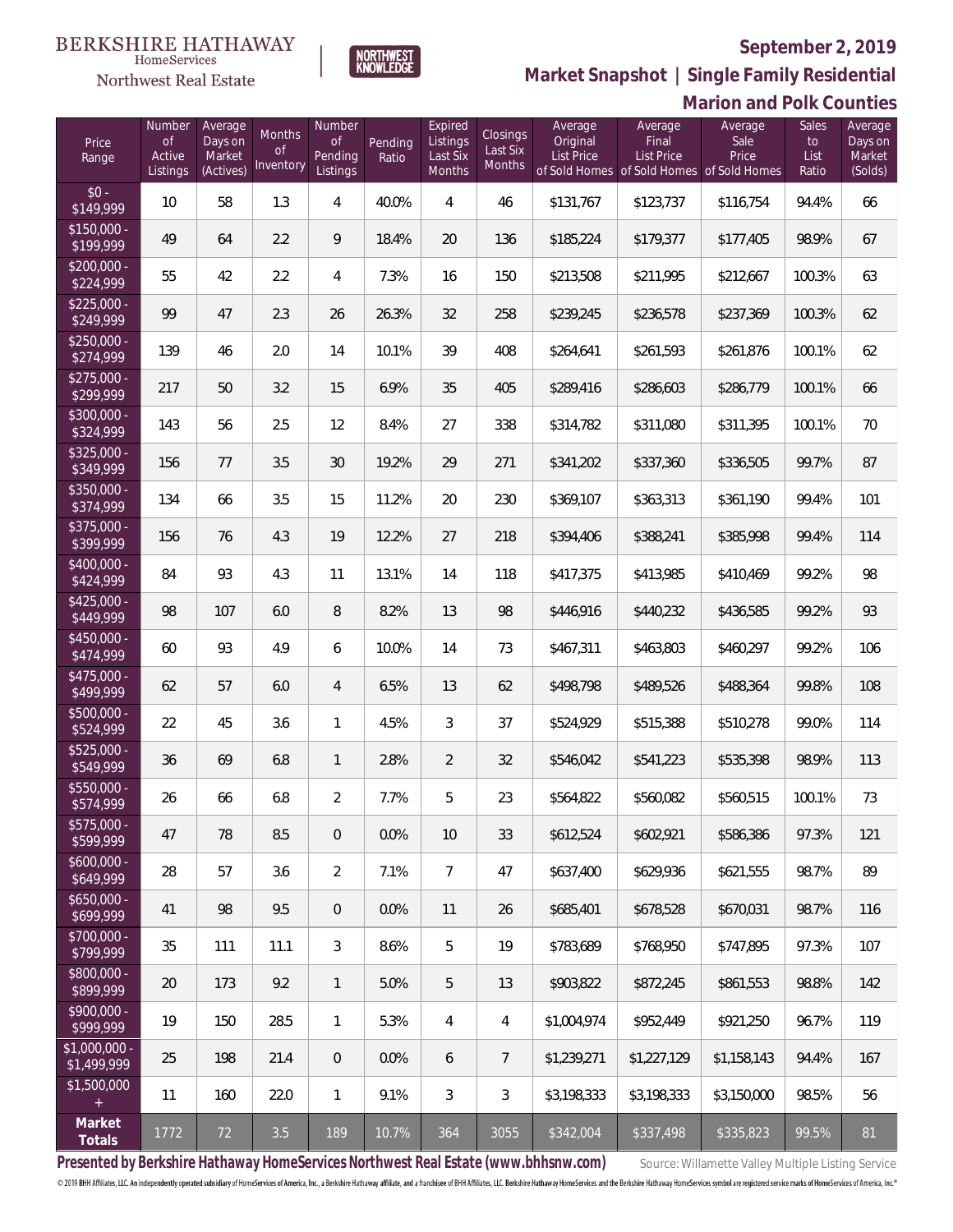BERKSHIRE HATHAWAY
HomeServices
Northwest Real Estate

NORTHWEST KNOWLEDGE

**September 2, 2019**

## Market Snapshot | Single Family Residential

### Marion and Polk Counties

| Price Range | Number of Active Listings | Average Days on Market (Actives) | Months of Inventory | Number of Pending Listings | Pending Ratio | Expired Listings Last Six Months | Closings Last Six Months | Average Original List Price of Sold Homes | Average Final List Price of Sold Homes | Average Sale Price of Sold Homes | Sales to List Ratio | Average Days on Market (Solds) |
|---|---|---|---|---|---|---|---|---|---|---|---|---|
| $0 - $149,999 | 10 | 58 | 1.3 | 4 | 40.0% | 4 | 46 | $131,767 | $123,737 | $116,754 | 94.4% | 66 |
| $150,000 - $199,999 | 49 | 64 | 2.2 | 9 | 18.4% | 20 | 136 | $185,224 | $179,377 | $177,405 | 98.9% | 67 |
| $200,000 - $224,999 | 55 | 42 | 2.2 | 4 | 7.3% | 16 | 150 | $213,508 | $211,995 | $212,667 | 100.3% | 63 |
| $225,000 - $249,999 | 99 | 47 | 2.3 | 26 | 26.3% | 32 | 258 | $239,245 | $236,578 | $237,369 | 100.3% | 62 |
| $250,000 - $274,999 | 139 | 46 | 2.0 | 14 | 10.1% | 39 | 408 | $264,641 | $261,593 | $261,876 | 100.1% | 62 |
| $275,000 - $299,999 | 217 | 50 | 3.2 | 15 | 6.9% | 35 | 405 | $289,416 | $286,603 | $286,779 | 100.1% | 66 |
| $300,000 - $324,999 | 143 | 56 | 2.5 | 12 | 8.4% | 27 | 338 | $314,782 | $311,080 | $311,395 | 100.1% | 70 |
| $325,000 - $349,999 | 156 | 77 | 3.5 | 30 | 19.2% | 29 | 271 | $341,202 | $337,360 | $336,505 | 99.7% | 87 |
| $350,000 - $374,999 | 134 | 66 | 3.5 | 15 | 11.2% | 20 | 230 | $369,107 | $363,313 | $361,190 | 99.4% | 101 |
| $375,000 - $399,999 | 156 | 76 | 4.3 | 19 | 12.2% | 27 | 218 | $394,406 | $388,241 | $385,998 | 99.4% | 114 |
| $400,000 - $424,999 | 84 | 93 | 4.3 | 11 | 13.1% | 14 | 118 | $417,375 | $413,985 | $410,469 | 99.2% | 98 |
| $425,000 - $449,999 | 98 | 107 | 6.0 | 8 | 8.2% | 13 | 98 | $446,916 | $440,232 | $436,585 | 99.2% | 93 |
| $450,000 - $474,999 | 60 | 93 | 4.9 | 6 | 10.0% | 14 | 73 | $467,311 | $463,803 | $460,297 | 99.2% | 106 |
| $475,000 - $499,999 | 62 | 57 | 6.0 | 4 | 6.5% | 13 | 62 | $498,798 | $489,526 | $488,364 | 99.8% | 108 |
| $500,000 - $524,999 | 22 | 45 | 3.6 | 1 | 4.5% | 3 | 37 | $524,929 | $515,388 | $510,278 | 99.0% | 114 |
| $525,000 - $549,999 | 36 | 69 | 6.8 | 1 | 2.8% | 2 | 32 | $546,042 | $541,223 | $535,398 | 98.9% | 113 |
| $550,000 - $574,999 | 26 | 66 | 6.8 | 2 | 7.7% | 5 | 23 | $564,822 | $560,082 | $560,515 | 100.1% | 73 |
| $575,000 - $599,999 | 47 | 78 | 8.5 | 0 | 0.0% | 10 | 33 | $612,524 | $602,921 | $586,386 | 97.3% | 121 |
| $600,000 - $649,999 | 28 | 57 | 3.6 | 2 | 7.1% | 7 | 47 | $637,400 | $629,936 | $621,555 | 98.7% | 89 |
| $650,000 - $699,999 | 41 | 98 | 9.5 | 0 | 0.0% | 11 | 26 | $685,401 | $678,528 | $670,031 | 98.7% | 116 |
| $700,000 - $799,999 | 35 | 111 | 11.1 | 3 | 8.6% | 5 | 19 | $783,689 | $768,950 | $747,895 | 97.3% | 107 |
| $800,000 - $899,999 | 20 | 173 | 9.2 | 1 | 5.0% | 5 | 13 | $903,822 | $872,245 | $861,553 | 98.8% | 142 |
| $900,000 - $999,999 | 19 | 150 | 28.5 | 1 | 5.3% | 4 | 4 | $1,004,974 | $952,449 | $921,250 | 96.7% | 119 |
| $1,000,000 - $1,499,999 | 25 | 198 | 21.4 | 0 | 0.0% | 6 | 7 | $1,239,271 | $1,227,129 | $1,158,143 | 94.4% | 167 |
| $1,500,000 + | 11 | 160 | 22.0 | 1 | 9.1% | 3 | 3 | $3,198,333 | $3,198,333 | $3,150,000 | 98.5% | 56 |
| **Market Totals** | 1772 | 72 | 3.5 | 189 | 10.7% | 364 | 3055 | $342,004 | $337,498 | $335,823 | 99.5% | 81 |

**Presented by Berkshire Hathaway HomeServices Northwest Real Estate (www.bhhsnw.com)** Source: Willamette Valley Multiple Listing Service

© 2019 BHH Affiliates, LLC. An independently operated subsidiary of HomeServices of America, Inc., a Berkshire Hathaway affiliate, and a franchisee of BHH Affiliates, LLC. Berkshire Hathaway HomeServices and the Berkshire Hathaway HomeServices symbol are registered service marks of HomeServices of America, Inc.®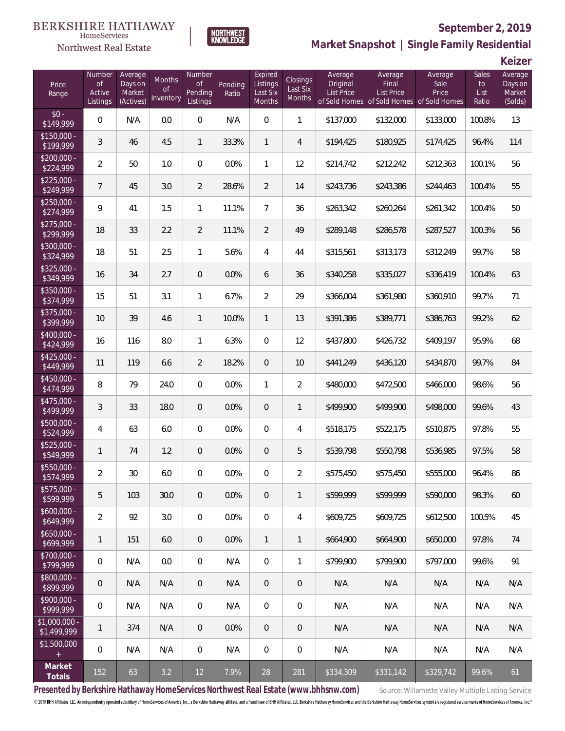BERKSHIRE HATHAWAY HomeServices Northwest Real Estate

NORTHWEST KNOWLEDGE

**September 2, 2019**

## Market Snapshot | Single Family Residential

### Keizer

| Price Range | Number of Active Listings | Average Days on Market (Actives) | Months of Inventory | Number of Pending Listings | Pending Ratio | Expired Listings Last Six Months | Closings Last Six Months | Average Original List Price of Sold Homes | Average Final List Price of Sold Homes | Average Sale Price of Sold Homes | Sales to List Ratio | Average Days on Market (Solds) |
|---|---|---|---|---|---|---|---|---|---|---|---|---|
| $0 - $149,999 | 0 | N/A | 0.0 | 0 | N/A | 0 | 1 | $137,000 | $132,000 | $133,000 | 100.8% | 13 |
| $150,000 - $199,999 | 3 | 46 | 4.5 | 1 | 33.3% | 1 | 4 | $194,425 | $180,925 | $174,425 | 96.4% | 114 |
| $200,000 - $224,999 | 2 | 50 | 1.0 | 0 | 0.0% | 1 | 12 | $214,742 | $212,242 | $212,363 | 100.1% | 56 |
| $225,000 - $249,999 | 7 | 45 | 3.0 | 2 | 28.6% | 2 | 14 | $243,736 | $243,386 | $244,463 | 100.4% | 55 |
| $250,000 - $274,999 | 9 | 41 | 1.5 | 1 | 11.1% | 7 | 36 | $263,342 | $260,264 | $261,342 | 100.4% | 50 |
| $275,000 - $299,999 | 18 | 33 | 2.2 | 2 | 11.1% | 2 | 49 | $289,148 | $286,578 | $287,527 | 100.3% | 56 |
| $300,000 - $324,999 | 18 | 51 | 2.5 | 1 | 5.6% | 4 | 44 | $315,561 | $313,173 | $312,249 | 99.7% | 58 |
| $325,000 - $349,999 | 16 | 34 | 2.7 | 0 | 0.0% | 6 | 36 | $340,258 | $335,027 | $336,419 | 100.4% | 63 |
| $350,000 - $374,999 | 15 | 51 | 3.1 | 1 | 6.7% | 2 | 29 | $366,004 | $361,980 | $360,910 | 99.7% | 71 |
| $375,000 - $399,999 | 10 | 39 | 4.6 | 1 | 10.0% | 1 | 13 | $391,386 | $389,771 | $386,763 | 99.2% | 62 |
| $400,000 - $424,999 | 16 | 116 | 8.0 | 1 | 6.3% | 0 | 12 | $437,800 | $426,732 | $409,197 | 95.9% | 68 |
| $425,000 - $449,999 | 11 | 119 | 6.6 | 2 | 18.2% | 0 | 10 | $441,249 | $436,120 | $434,870 | 99.7% | 84 |
| $450,000 - $474,999 | 8 | 79 | 24.0 | 0 | 0.0% | 1 | 2 | $480,000 | $472,500 | $466,000 | 98.6% | 56 |
| $475,000 - $499,999 | 3 | 33 | 18.0 | 0 | 0.0% | 0 | 1 | $499,900 | $499,900 | $498,000 | 99.6% | 43 |
| $500,000 - $524,999 | 4 | 63 | 6.0 | 0 | 0.0% | 0 | 4 | $518,175 | $522,175 | $510,875 | 97.8% | 55 |
| $525,000 - $549,999 | 1 | 74 | 1.2 | 0 | 0.0% | 0 | 5 | $539,798 | $550,798 | $536,985 | 97.5% | 58 |
| $550,000 - $574,999 | 2 | 30 | 6.0 | 0 | 0.0% | 0 | 2 | $575,450 | $575,450 | $555,000 | 96.4% | 86 |
| $575,000 - $599,999 | 5 | 103 | 30.0 | 0 | 0.0% | 0 | 1 | $599,999 | $599,999 | $590,000 | 98.3% | 60 |
| $600,000 - $649,999 | 2 | 92 | 3.0 | 0 | 0.0% | 0 | 4 | $609,725 | $609,725 | $612,500 | 100.5% | 45 |
| $650,000 - $699,999 | 1 | 151 | 6.0 | 0 | 0.0% | 1 | 1 | $664,900 | $664,900 | $650,000 | 97.8% | 74 |
| $700,000 - $799,999 | 0 | N/A | 0.0 | 0 | N/A | 0 | 1 | $799,900 | $799,900 | $797,000 | 99.6% | 91 |
| $800,000 - $899,999 | 0 | N/A | N/A | 0 | N/A | 0 | 0 | N/A | N/A | N/A | N/A | N/A |
| $900,000 - $999,999 | 0 | N/A | N/A | 0 | N/A | 0 | 0 | N/A | N/A | N/A | N/A | N/A |
| $1,000,000 - $1,499,999 | 1 | 374 | N/A | 0 | 0.0% | 0 | 0 | N/A | N/A | N/A | N/A | N/A |
| $1,500,000 + | 0 | N/A | N/A | 0 | N/A | 0 | 0 | N/A | N/A | N/A | N/A | N/A |
| **Market Totals** | 152 | 63 | 3.2 | 12 | 7.9% | 28 | 281 | $334,309 | $331,142 | $329,742 | 99.6% | 61 |

**Presented by Berkshire Hathaway HomeServices Northwest Real Estate (www.bhhsnw.com)**

Source: Willamette Valley Multiple Listing Service

© 2019 BHH Affiliates, LLC. An independently operated subsidiary of HomeServices of America, Inc., a Berkshire Hathaway affiliate, and a franchisee of BHH Affiliates, LLC. Berkshire Hathaway HomeServices and the Berkshire Hathaway HomeServices symbol are registered service marks of HomeServices of America, Inc.®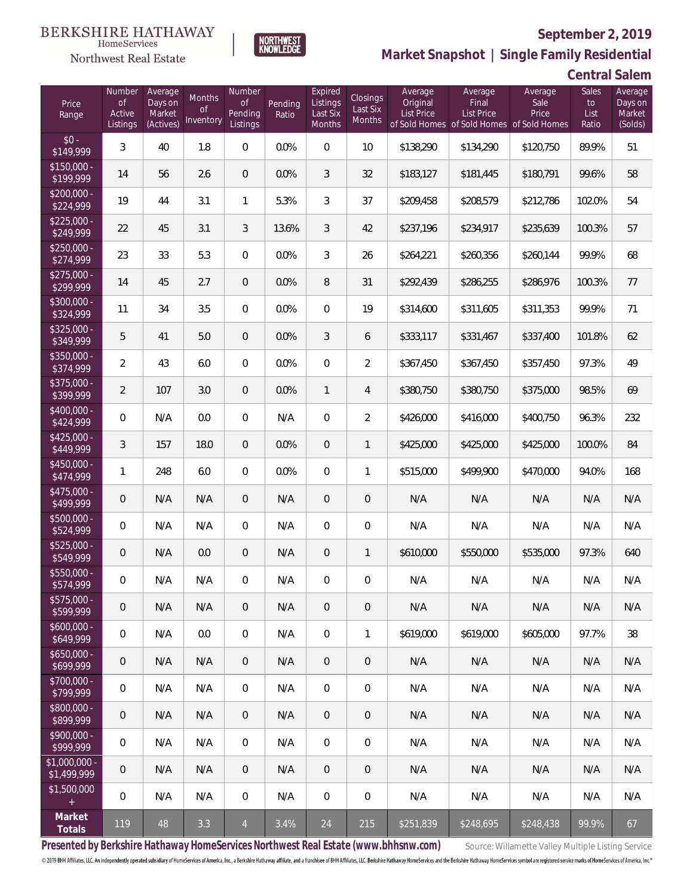BERKSHIRE HATHAWAY HomeServices Northwest Real Estate

NORTHWEST KNOWLEDGE

**September 2, 2019**

**Market Snapshot | Single Family Residential**

**Central Salem**

| Price Range | Number of Active Listings | Average Days on Market (Actives) | Months of Inventory | Number of Pending Listings | Pending Ratio | Expired Listings Last Six Months | Closings Last Six Months | Average Original List Price of Sold Homes | Average Final List Price of Sold Homes | Average Sale Price of Sold Homes | Sales to List Ratio | Average Days on Market (Solds) |
|---|---|---|---|---|---|---|---|---|---|---|---|---|
| $0 - $149,999 | 3 | 40 | 1.8 | 0 | 0.0% | 0 | 10 | $138,290 | $134,290 | $120,750 | 89.9% | 51 |
| $150,000 - $199,999 | 14 | 56 | 2.6 | 0 | 0.0% | 3 | 32 | $183,127 | $181,445 | $180,791 | 99.6% | 58 |
| $200,000 - $224,999 | 19 | 44 | 3.1 | 1 | 5.3% | 3 | 37 | $209,458 | $208,579 | $212,786 | 102.0% | 54 |
| $225,000 - $249,999 | 22 | 45 | 3.1 | 3 | 13.6% | 3 | 42 | $237,196 | $234,917 | $235,639 | 100.3% | 57 |
| $250,000 - $274,999 | 23 | 33 | 5.3 | 0 | 0.0% | 3 | 26 | $264,221 | $260,356 | $260,144 | 99.9% | 68 |
| $275,000 - $299,999 | 14 | 45 | 2.7 | 0 | 0.0% | 8 | 31 | $292,439 | $286,255 | $286,976 | 100.3% | 77 |
| $300,000 - $324,999 | 11 | 34 | 3.5 | 0 | 0.0% | 0 | 19 | $314,600 | $311,605 | $311,353 | 99.9% | 71 |
| $325,000 - $349,999 | 5 | 41 | 5.0 | 0 | 0.0% | 3 | 6 | $333,117 | $331,467 | $337,400 | 101.8% | 62 |
| $350,000 - $374,999 | 2 | 43 | 6.0 | 0 | 0.0% | 0 | 2 | $367,450 | $367,450 | $357,450 | 97.3% | 49 |
| $375,000 - $399,999 | 2 | 107 | 3.0 | 0 | 0.0% | 1 | 4 | $380,750 | $380,750 | $375,000 | 98.5% | 69 |
| $400,000 - $424,999 | 0 | N/A | 0.0 | 0 | N/A | 0 | 2 | $426,000 | $416,000 | $400,750 | 96.3% | 232 |
| $425,000 - $449,999 | 3 | 157 | 18.0 | 0 | 0.0% | 0 | 1 | $425,000 | $425,000 | $425,000 | 100.0% | 84 |
| $450,000 - $474,999 | 1 | 248 | 6.0 | 0 | 0.0% | 0 | 1 | $515,000 | $499,900 | $470,000 | 94.0% | 168 |
| $475,000 - $499,999 | 0 | N/A | N/A | 0 | N/A | 0 | 0 | N/A | N/A | N/A | N/A | N/A |
| $500,000 - $524,999 | 0 | N/A | N/A | 0 | N/A | 0 | 0 | N/A | N/A | N/A | N/A | N/A |
| $525,000 - $549,999 | 0 | N/A | 0.0 | 0 | N/A | 0 | 1 | $610,000 | $550,000 | $535,000 | 97.3% | 640 |
| $550,000 - $574,999 | 0 | N/A | N/A | 0 | N/A | 0 | 0 | N/A | N/A | N/A | N/A | N/A |
| $575,000 - $599,999 | 0 | N/A | N/A | 0 | N/A | 0 | 0 | N/A | N/A | N/A | N/A | N/A |
| $600,000 - $649,999 | 0 | N/A | 0.0 | 0 | N/A | 0 | 1 | $619,000 | $619,000 | $605,000 | 97.7% | 38 |
| $650,000 - $699,999 | 0 | N/A | N/A | 0 | N/A | 0 | 0 | N/A | N/A | N/A | N/A | N/A |
| $700,000 - $799,999 | 0 | N/A | N/A | 0 | N/A | 0 | 0 | N/A | N/A | N/A | N/A | N/A |
| $800,000 - $899,999 | 0 | N/A | N/A | 0 | N/A | 0 | 0 | N/A | N/A | N/A | N/A | N/A |
| $900,000 - $999,999 | 0 | N/A | N/A | 0 | N/A | 0 | 0 | N/A | N/A | N/A | N/A | N/A |
| $1,000,000 - $1,499,999 | 0 | N/A | N/A | 0 | N/A | 0 | 0 | N/A | N/A | N/A | N/A | N/A |
| $1,500,000 + | 0 | N/A | N/A | 0 | N/A | 0 | 0 | N/A | N/A | N/A | N/A | N/A |
| **Market Totals** | 119 | 48 | 3.3 | 4 | 3.4% | 24 | 215 | $251,839 | $248,695 | $248,438 | 99.9% | 67 |

**Presented by Berkshire Hathaway HomeServices Northwest Real Estate (www.bhhsnw.com)**

Source: Willamette Valley Multiple Listing Service

© 2019 BHH Affiliates, LLC. An independently operated subsidiary of HomeServices of America, Inc., a Berkshire Hathaway affiliate, and a franchisee of BHH Affiliates, LLC. Berkshire Hathaway HomeServices and the Berkshire Hathaway HomeServices symbol are registered service marks of HomeServices of America, Inc.®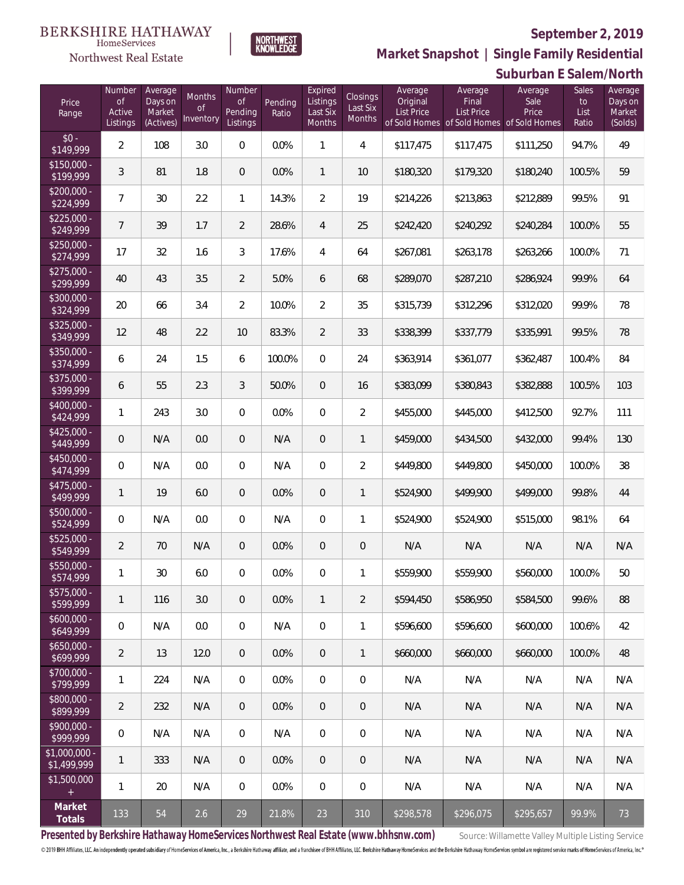BERKSHIRE HATHAWAY HomeServices Northwest Real Estate

NORTHWEST KNOWLEDGE

## September 2, 2019

## Market Snapshot | Single Family Residential

## Suburban E Salem/North

| Price Range | Number of Active Listings | Average Days on Market (Actives) | Months of Inventory | Number of Pending Listings | Pending Ratio | Expired Listings Last Six Months | Closings Last Six Months | Average Original List Price of Sold Homes | Average Final List Price of Sold Homes | Average Sale Price of Sold Homes | Sales to List Ratio | Average Days on Market (Solds) |
|---|---|---|---|---|---|---|---|---|---|---|---|---|
| $0 - $149,999 | 2 | 108 | 3.0 | 0 | 0.0% | 1 | 4 | $117,475 | $117,475 | $111,250 | 94.7% | 49 |
| $150,000 - $199,999 | 3 | 81 | 1.8 | 0 | 0.0% | 1 | 10 | $180,320 | $179,320 | $180,240 | 100.5% | 59 |
| $200,000 - $224,999 | 7 | 30 | 2.2 | 1 | 14.3% | 2 | 19 | $214,226 | $213,863 | $212,889 | 99.5% | 91 |
| $225,000 - $249,999 | 7 | 39 | 1.7 | 2 | 28.6% | 4 | 25 | $242,420 | $240,292 | $240,284 | 100.0% | 55 |
| $250,000 - $274,999 | 17 | 32 | 1.6 | 3 | 17.6% | 4 | 64 | $267,081 | $263,178 | $263,266 | 100.0% | 71 |
| $275,000 - $299,999 | 40 | 43 | 3.5 | 2 | 5.0% | 6 | 68 | $289,070 | $287,210 | $286,924 | 99.9% | 64 |
| $300,000 - $324,999 | 20 | 66 | 3.4 | 2 | 10.0% | 2 | 35 | $315,739 | $312,296 | $312,020 | 99.9% | 78 |
| $325,000 - $349,999 | 12 | 48 | 2.2 | 10 | 83.3% | 2 | 33 | $338,399 | $337,779 | $335,991 | 99.5% | 78 |
| $350,000 - $374,999 | 6 | 24 | 1.5 | 6 | 100.0% | 0 | 24 | $363,914 | $361,077 | $362,487 | 100.4% | 84 |
| $375,000 - $399,999 | 6 | 55 | 2.3 | 3 | 50.0% | 0 | 16 | $383,099 | $380,843 | $382,888 | 100.5% | 103 |
| $400,000 - $424,999 | 1 | 243 | 3.0 | 0 | 0.0% | 0 | 2 | $455,000 | $445,000 | $412,500 | 92.7% | 111 |
| $425,000 - $449,999 | 0 | N/A | 0.0 | 0 | N/A | 0 | 1 | $459,000 | $434,500 | $432,000 | 99.4% | 130 |
| $450,000 - $474,999 | 0 | N/A | 0.0 | 0 | N/A | 0 | 2 | $449,800 | $449,800 | $450,000 | 100.0% | 38 |
| $475,000 - $499,999 | 1 | 19 | 6.0 | 0 | 0.0% | 0 | 1 | $524,900 | $499,900 | $499,000 | 99.8% | 44 |
| $500,000 - $524,999 | 0 | N/A | 0.0 | 0 | N/A | 0 | 1 | $524,900 | $524,900 | $515,000 | 98.1% | 64 |
| $525,000 - $549,999 | 2 | 70 | N/A | 0 | 0.0% | 0 | 0 | N/A | N/A | N/A | N/A | N/A |
| $550,000 - $574,999 | 1 | 30 | 6.0 | 0 | 0.0% | 0 | 1 | $559,900 | $559,900 | $560,000 | 100.0% | 50 |
| $575,000 - $599,999 | 1 | 116 | 3.0 | 0 | 0.0% | 1 | 2 | $594,450 | $586,950 | $584,500 | 99.6% | 88 |
| $600,000 - $649,999 | 0 | N/A | 0.0 | 0 | N/A | 0 | 1 | $596,600 | $596,600 | $600,000 | 100.6% | 42 |
| $650,000 - $699,999 | 2 | 13 | 12.0 | 0 | 0.0% | 0 | 1 | $660,000 | $660,000 | $660,000 | 100.0% | 48 |
| $700,000 - $799,999 | 1 | 224 | N/A | 0 | 0.0% | 0 | 0 | N/A | N/A | N/A | N/A | N/A |
| $800,000 - $899,999 | 2 | 232 | N/A | 0 | 0.0% | 0 | 0 | N/A | N/A | N/A | N/A | N/A |
| $900,000 - $999,999 | 0 | N/A | N/A | 0 | N/A | 0 | 0 | N/A | N/A | N/A | N/A | N/A |
| $1,000,000 - $1,499,999 | 1 | 333 | N/A | 0 | 0.0% | 0 | 0 | N/A | N/A | N/A | N/A | N/A |
| $1,500,000 + | 1 | 20 | N/A | 0 | 0.0% | 0 | 0 | N/A | N/A | N/A | N/A | N/A |
| **Market Totals** | 133 | 54 | 2.6 | 29 | 21.8% | 23 | 310 | $298,578 | $296,075 | $295,657 | 99.9% | 73 |

**Presented by Berkshire Hathaway HomeServices Northwest Real Estate (www.bhhsnw.com)**

Source: Willamette Valley Multiple Listing Service

© 2019 BHH Affiliates, LLC. An independently operated subsidiary of HomeServices of America, Inc., a Berkshire Hathaway affiliate, and a franchisee of BHH Affiliates, LLC. Berkshire Hathaway HomeServices and the Berkshire Hathaway HomeServices symbol are registered service marks of HomeServices of America, Inc.®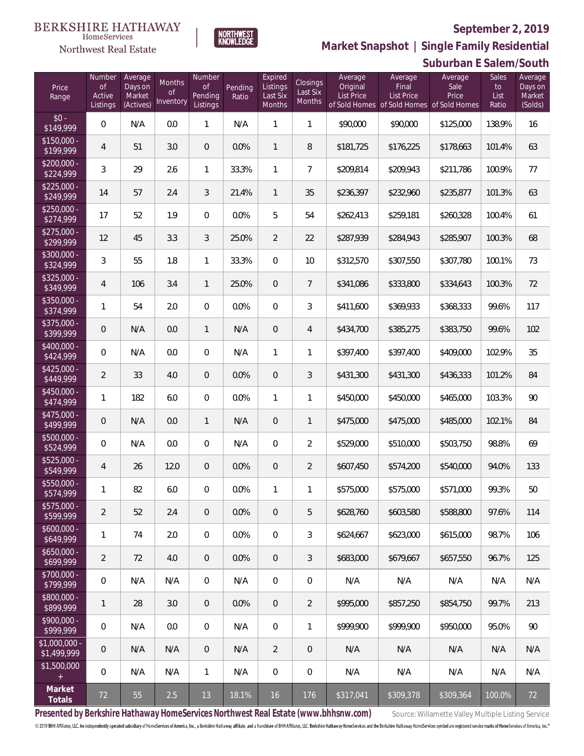BERKSHIRE HATHAWAY HomeServices Northwest Real Estate

NORTHWEST KNOWLEDGE

# September 2, 2019

## Market Snapshot | Single Family Residential

## Suburban E Salem/South

| Price Range | Number of Active Listings | Average Days on Market (Actives) | Months of Inventory | Number of Pending Listings | Pending Ratio | Expired Listings Last Six Months | Closings Last Six Months | Average Original List Price of Sold Homes | Average Final List Price of Sold Homes | Average Sale Price of Sold Homes | Sales to List Ratio | Average Days on Market (Solds) |
|---|---|---|---|---|---|---|---|---|---|---|---|---|
| $0 - $149,999 | 0 | N/A | 0.0 | 1 | N/A | 1 | 1 | $90,000 | $90,000 | $125,000 | 138.9% | 16 |
| $150,000 - $199,999 | 4 | 51 | 3.0 | 0 | 0.0% | 1 | 8 | $181,725 | $176,225 | $178,663 | 101.4% | 63 |
| $200,000 - $224,999 | 3 | 29 | 2.6 | 1 | 33.3% | 1 | 7 | $209,814 | $209,943 | $211,786 | 100.9% | 77 |
| $225,000 - $249,999 | 14 | 57 | 2.4 | 3 | 21.4% | 1 | 35 | $236,397 | $232,960 | $235,877 | 101.3% | 63 |
| $250,000 - $274,999 | 17 | 52 | 1.9 | 0 | 0.0% | 5 | 54 | $262,413 | $259,181 | $260,328 | 100.4% | 61 |
| $275,000 - $299,999 | 12 | 45 | 3.3 | 3 | 25.0% | 2 | 22 | $287,939 | $284,943 | $285,907 | 100.3% | 68 |
| $300,000 - $324,999 | 3 | 55 | 1.8 | 1 | 33.3% | 0 | 10 | $312,570 | $307,550 | $307,780 | 100.1% | 73 |
| $325,000 - $349,999 | 4 | 106 | 3.4 | 1 | 25.0% | 0 | 7 | $341,086 | $333,800 | $334,643 | 100.3% | 72 |
| $350,000 - $374,999 | 1 | 54 | 2.0 | 0 | 0.0% | 0 | 3 | $411,600 | $369,933 | $368,333 | 99.6% | 117 |
| $375,000 - $399,999 | 0 | N/A | 0.0 | 1 | N/A | 0 | 4 | $434,700 | $385,275 | $383,750 | 99.6% | 102 |
| $400,000 - $424,999 | 0 | N/A | 0.0 | 0 | N/A | 1 | 1 | $397,400 | $397,400 | $409,000 | 102.9% | 35 |
| $425,000 - $449,999 | 2 | 33 | 4.0 | 0 | 0.0% | 0 | 3 | $431,300 | $431,300 | $436,333 | 101.2% | 84 |
| $450,000 - $474,999 | 1 | 182 | 6.0 | 0 | 0.0% | 1 | 1 | $450,000 | $450,000 | $465,000 | 103.3% | 90 |
| $475,000 - $499,999 | 0 | N/A | 0.0 | 1 | N/A | 0 | 1 | $475,000 | $475,000 | $485,000 | 102.1% | 84 |
| $500,000 - $524,999 | 0 | N/A | 0.0 | 0 | N/A | 0 | 2 | $529,000 | $510,000 | $503,750 | 98.8% | 69 |
| $525,000 - $549,999 | 4 | 26 | 12.0 | 0 | 0.0% | 0 | 2 | $607,450 | $574,200 | $540,000 | 94.0% | 133 |
| $550,000 - $574,999 | 1 | 82 | 6.0 | 0 | 0.0% | 1 | 1 | $575,000 | $575,000 | $571,000 | 99.3% | 50 |
| $575,000 - $599,999 | 2 | 52 | 2.4 | 0 | 0.0% | 0 | 5 | $628,760 | $603,580 | $588,800 | 97.6% | 114 |
| $600,000 - $649,999 | 1 | 74 | 2.0 | 0 | 0.0% | 0 | 3 | $624,667 | $623,000 | $615,000 | 98.7% | 106 |
| $650,000 - $699,999 | 2 | 72 | 4.0 | 0 | 0.0% | 0 | 3 | $683,000 | $679,667 | $657,550 | 96.7% | 125 |
| $700,000 - $799,999 | 0 | N/A | N/A | 0 | N/A | 0 | 0 | N/A | N/A | N/A | N/A | N/A |
| $800,000 - $899,999 | 1 | 28 | 3.0 | 0 | 0.0% | 0 | 2 | $995,000 | $857,250 | $854,750 | 99.7% | 213 |
| $900,000 - $999,999 | 0 | N/A | 0.0 | 0 | N/A | 0 | 1 | $999,900 | $999,900 | $950,000 | 95.0% | 90 |
| $1,000,000 - $1,499,999 | 0 | N/A | N/A | 0 | N/A | 2 | 0 | N/A | N/A | N/A | N/A | N/A |
| $1,500,000 + | 0 | N/A | N/A | 1 | N/A | 0 | 0 | N/A | N/A | N/A | N/A | N/A |
| **Market Totals** | 72 | 55 | 2.5 | 13 | 18.1% | 16 | 176 | $317,041 | $309,378 | $309,364 | 100.0% | 72 |

**Presented by Berkshire Hathaway HomeServices Northwest Real Estate (www.bhhsnw.com)**

Source: Willamette Valley Multiple Listing Service

© 2019 BHH Affiliates, LLC. An independently operated subsidiary of HomeServices of America, Inc., a Berkshire Hathaway affiliate, and a franchisee of BHH Affiliates, LLC. Berkshire Hathaway HomeServices and the Berkshire Hathaway HomeServices symbol are registered service marks of HomeServices of America, Inc.®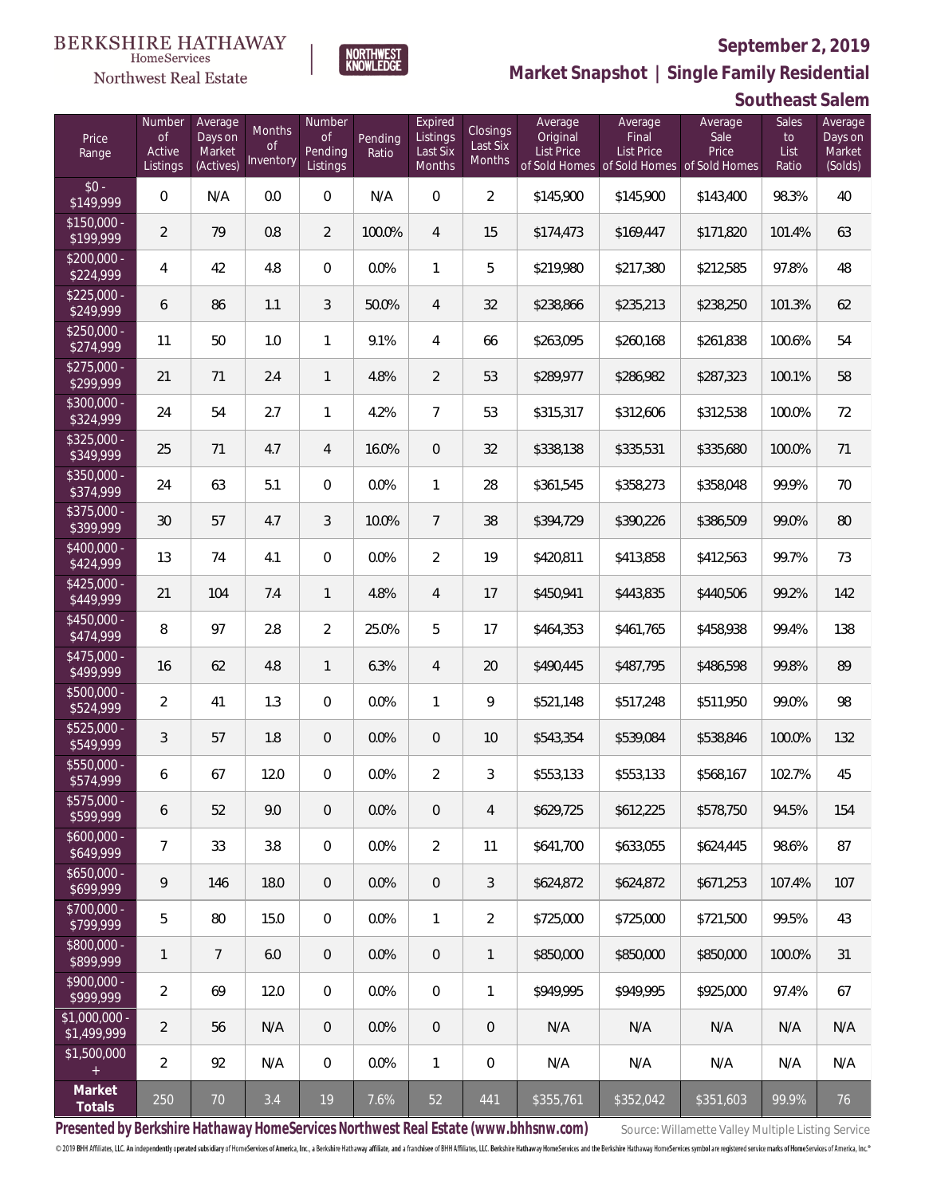BERKSHIRE HATHAWAY HomeServices Northwest Real Estate

NORTHWEST KNOWLEDGE

**September 2, 2019**

## Market Snapshot | Single Family Residential

### Southeast Salem

| Price Range | Number of Active Listings | Average Days on Market (Actives) | Months of Inventory | Number of Pending Listings | Pending Ratio | Expired Listings Last Six Months | Closings Last Six Months | Average Original List Price of Sold Homes | Average Final List Price of Sold Homes | Average Sale Price of Sold Homes | Sales to List Ratio | Average Days on Market (Solds) |
|---|---|---|---|---|---|---|---|---|---|---|---|---|
| $0 - $149,999 | 0 | N/A | 0.0 | 0 | N/A | 0 | 2 | $145,900 | $145,900 | $143,400 | 98.3% | 40 |
| $150,000 - $199,999 | 2 | 79 | 0.8 | 2 | 100.0% | 4 | 15 | $174,473 | $169,447 | $171,820 | 101.4% | 63 |
| $200,000 - $224,999 | 4 | 42 | 4.8 | 0 | 0.0% | 1 | 5 | $219,980 | $217,380 | $212,585 | 97.8% | 48 |
| $225,000 - $249,999 | 6 | 86 | 1.1 | 3 | 50.0% | 4 | 32 | $238,866 | $235,213 | $238,250 | 101.3% | 62 |
| $250,000 - $274,999 | 11 | 50 | 1.0 | 1 | 9.1% | 4 | 66 | $263,095 | $260,168 | $261,838 | 100.6% | 54 |
| $275,000 - $299,999 | 21 | 71 | 2.4 | 1 | 4.8% | 2 | 53 | $289,977 | $286,982 | $287,323 | 100.1% | 58 |
| $300,000 - $324,999 | 24 | 54 | 2.7 | 1 | 4.2% | 7 | 53 | $315,317 | $312,606 | $312,538 | 100.0% | 72 |
| $325,000 - $349,999 | 25 | 71 | 4.7 | 4 | 16.0% | 0 | 32 | $338,138 | $335,531 | $335,680 | 100.0% | 71 |
| $350,000 - $374,999 | 24 | 63 | 5.1 | 0 | 0.0% | 1 | 28 | $361,545 | $358,273 | $358,048 | 99.9% | 70 |
| $375,000 - $399,999 | 30 | 57 | 4.7 | 3 | 10.0% | 7 | 38 | $394,729 | $390,226 | $386,509 | 99.0% | 80 |
| $400,000 - $424,999 | 13 | 74 | 4.1 | 0 | 0.0% | 2 | 19 | $420,811 | $413,858 | $412,563 | 99.7% | 73 |
| $425,000 - $449,999 | 21 | 104 | 7.4 | 1 | 4.8% | 4 | 17 | $450,941 | $443,835 | $440,506 | 99.2% | 142 |
| $450,000 - $474,999 | 8 | 97 | 2.8 | 2 | 25.0% | 5 | 17 | $464,353 | $461,765 | $458,938 | 99.4% | 138 |
| $475,000 - $499,999 | 16 | 62 | 4.8 | 1 | 6.3% | 4 | 20 | $490,445 | $487,795 | $486,598 | 99.8% | 89 |
| $500,000 - $524,999 | 2 | 41 | 1.3 | 0 | 0.0% | 1 | 9 | $521,148 | $517,248 | $511,950 | 99.0% | 98 |
| $525,000 - $549,999 | 3 | 57 | 1.8 | 0 | 0.0% | 0 | 10 | $543,354 | $539,084 | $538,846 | 100.0% | 132 |
| $550,000 - $574,999 | 6 | 67 | 12.0 | 0 | 0.0% | 2 | 3 | $553,133 | $553,133 | $568,167 | 102.7% | 45 |
| $575,000 - $599,999 | 6 | 52 | 9.0 | 0 | 0.0% | 0 | 4 | $629,725 | $612,225 | $578,750 | 94.5% | 154 |
| $600,000 - $649,999 | 7 | 33 | 3.8 | 0 | 0.0% | 2 | 11 | $641,700 | $633,055 | $624,445 | 98.6% | 87 |
| $650,000 - $699,999 | 9 | 146 | 18.0 | 0 | 0.0% | 0 | 3 | $624,872 | $624,872 | $671,253 | 107.4% | 107 |
| $700,000 - $799,999 | 5 | 80 | 15.0 | 0 | 0.0% | 1 | 2 | $725,000 | $725,000 | $721,500 | 99.5% | 43 |
| $800,000 - $899,999 | 1 | 7 | 6.0 | 0 | 0.0% | 0 | 1 | $850,000 | $850,000 | $850,000 | 100.0% | 31 |
| $900,000 - $999,999 | 2 | 69 | 12.0 | 0 | 0.0% | 0 | 1 | $949,995 | $949,995 | $925,000 | 97.4% | 67 |
| $1,000,000 - $1,499,999 | 2 | 56 | N/A | 0 | 0.0% | 0 | 0 | N/A | N/A | N/A | N/A | N/A |
| $1,500,000 + | 2 | 92 | N/A | 0 | 0.0% | 1 | 0 | N/A | N/A | N/A | N/A | N/A |
| **Market Totals** | 250 | 70 | 3.4 | 19 | 7.6% | 52 | 441 | $355,761 | $352,042 | $351,603 | 99.9% | 76 |

**Presented by Berkshire Hathaway HomeServices Northwest Real Estate (www.bhhsnw.com)**

Source: Willamette Valley Multiple Listing Service

© 2019 BHH Affiliates, LLC. An independently operated subsidiary of HomeServices of America, Inc., a Berkshire Hathaway affiliate, and a franchisee of BHH Affiliates, LLC. Berkshire Hathaway HomeServices and the Berkshire Hathaway HomeServices symbol are registered service marks of HomeServices of America, Inc.®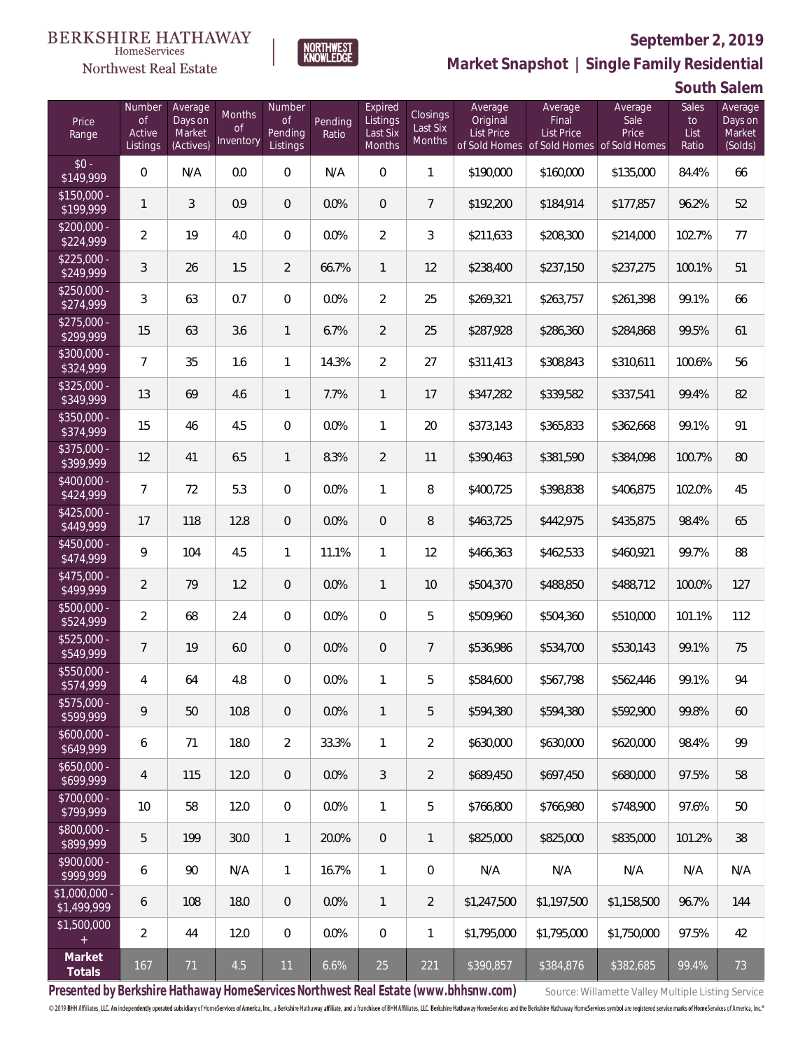BERKSHIRE HATHAWAY HomeServices Northwest Real Estate

NORTHWEST KNOWLEDGE

**September 2, 2019**

## Market Snapshot | Single Family Residential

### South Salem

| Price Range | Number of Active Listings | Average Days on Market (Actives) | Months of Inventory | Number of Pending Listings | Pending Ratio | Expired Listings Last Six Months | Closings Last Six Months | Average Original List Price of Sold Homes | Average Final List Price of Sold Homes | Average Sale Price of Sold Homes | Sales to List Ratio | Average Days on Market (Solds) |
|---|---|---|---|---|---|---|---|---|---|---|---|---|
| $0 - $149,999 | 0 | N/A | 0.0 | 0 | N/A | 0 | 1 | $190,000 | $160,000 | $135,000 | 84.4% | 66 |
| $150,000 - $199,999 | 1 | 3 | 0.9 | 0 | 0.0% | 0 | 7 | $192,200 | $184,914 | $177,857 | 96.2% | 52 |
| $200,000 - $224,999 | 2 | 19 | 4.0 | 0 | 0.0% | 2 | 3 | $211,633 | $208,300 | $214,000 | 102.7% | 77 |
| $225,000 - $249,999 | 3 | 26 | 1.5 | 2 | 66.7% | 1 | 12 | $238,400 | $237,150 | $237,275 | 100.1% | 51 |
| $250,000 - $274,999 | 3 | 63 | 0.7 | 0 | 0.0% | 2 | 25 | $269,321 | $263,757 | $261,398 | 99.1% | 66 |
| $275,000 - $299,999 | 15 | 63 | 3.6 | 1 | 6.7% | 2 | 25 | $287,928 | $286,360 | $284,868 | 99.5% | 61 |
| $300,000 - $324,999 | 7 | 35 | 1.6 | 1 | 14.3% | 2 | 27 | $311,413 | $308,843 | $310,611 | 100.6% | 56 |
| $325,000 - $349,999 | 13 | 69 | 4.6 | 1 | 7.7% | 1 | 17 | $347,282 | $339,582 | $337,541 | 99.4% | 82 |
| $350,000 - $374,999 | 15 | 46 | 4.5 | 0 | 0.0% | 1 | 20 | $373,143 | $365,833 | $362,668 | 99.1% | 91 |
| $375,000 - $399,999 | 12 | 41 | 6.5 | 1 | 8.3% | 2 | 11 | $390,463 | $381,590 | $384,098 | 100.7% | 80 |
| $400,000 - $424,999 | 7 | 72 | 5.3 | 0 | 0.0% | 1 | 8 | $400,725 | $398,838 | $406,875 | 102.0% | 45 |
| $425,000 - $449,999 | 17 | 118 | 12.8 | 0 | 0.0% | 0 | 8 | $463,725 | $442,975 | $435,875 | 98.4% | 65 |
| $450,000 - $474,999 | 9 | 104 | 4.5 | 1 | 11.1% | 1 | 12 | $466,363 | $462,533 | $460,921 | 99.7% | 88 |
| $475,000 - $499,999 | 2 | 79 | 1.2 | 0 | 0.0% | 1 | 10 | $504,370 | $488,850 | $488,712 | 100.0% | 127 |
| $500,000 - $524,999 | 2 | 68 | 2.4 | 0 | 0.0% | 0 | 5 | $509,960 | $504,360 | $510,000 | 101.1% | 112 |
| $525,000 - $549,999 | 7 | 19 | 6.0 | 0 | 0.0% | 0 | 7 | $536,986 | $534,700 | $530,143 | 99.1% | 75 |
| $550,000 - $574,999 | 4 | 64 | 4.8 | 0 | 0.0% | 1 | 5 | $584,600 | $567,798 | $562,446 | 99.1% | 94 |
| $575,000 - $599,999 | 9 | 50 | 10.8 | 0 | 0.0% | 1 | 5 | $594,380 | $594,380 | $592,900 | 99.8% | 60 |
| $600,000 - $649,999 | 6 | 71 | 18.0 | 2 | 33.3% | 1 | 2 | $630,000 | $630,000 | $620,000 | 98.4% | 99 |
| $650,000 - $699,999 | 4 | 115 | 12.0 | 0 | 0.0% | 3 | 2 | $689,450 | $697,450 | $680,000 | 97.5% | 58 |
| $700,000 - $799,999 | 10 | 58 | 12.0 | 0 | 0.0% | 1 | 5 | $766,800 | $766,980 | $748,900 | 97.6% | 50 |
| $800,000 - $899,999 | 5 | 199 | 30.0 | 1 | 20.0% | 0 | 1 | $825,000 | $825,000 | $835,000 | 101.2% | 38 |
| $900,000 - $999,999 | 6 | 90 | N/A | 1 | 16.7% | 1 | 0 | N/A | N/A | N/A | N/A | N/A |
| $1,000,000 - $1,499,999 | 6 | 108 | 18.0 | 0 | 0.0% | 1 | 2 | $1,247,500 | $1,197,500 | $1,158,500 | 96.7% | 144 |
| $1,500,000 + | 2 | 44 | 12.0 | 0 | 0.0% | 0 | 1 | $1,795,000 | $1,795,000 | $1,750,000 | 97.5% | 42 |
| **Market Totals** | 167 | 71 | 4.5 | 11 | 6.6% | 25 | 221 | $390,857 | $384,876 | $382,685 | 99.4% | 73 |

**Presented by Berkshire Hathaway HomeServices Northwest Real Estate (www.bhhsnw.com)**

Source: Willamette Valley Multiple Listing Service

© 2019 BHH Affiliates, LLC. An independently operated subsidiary of HomeServices of America, Inc., a Berkshire Hathaway affiliate, and a franchisee of BHH Affiliates, LLC. Berkshire Hathaway HomeServices and the Berkshire Hathaway HomeServices symbol are registered service marks of HomeServices of America, Inc.®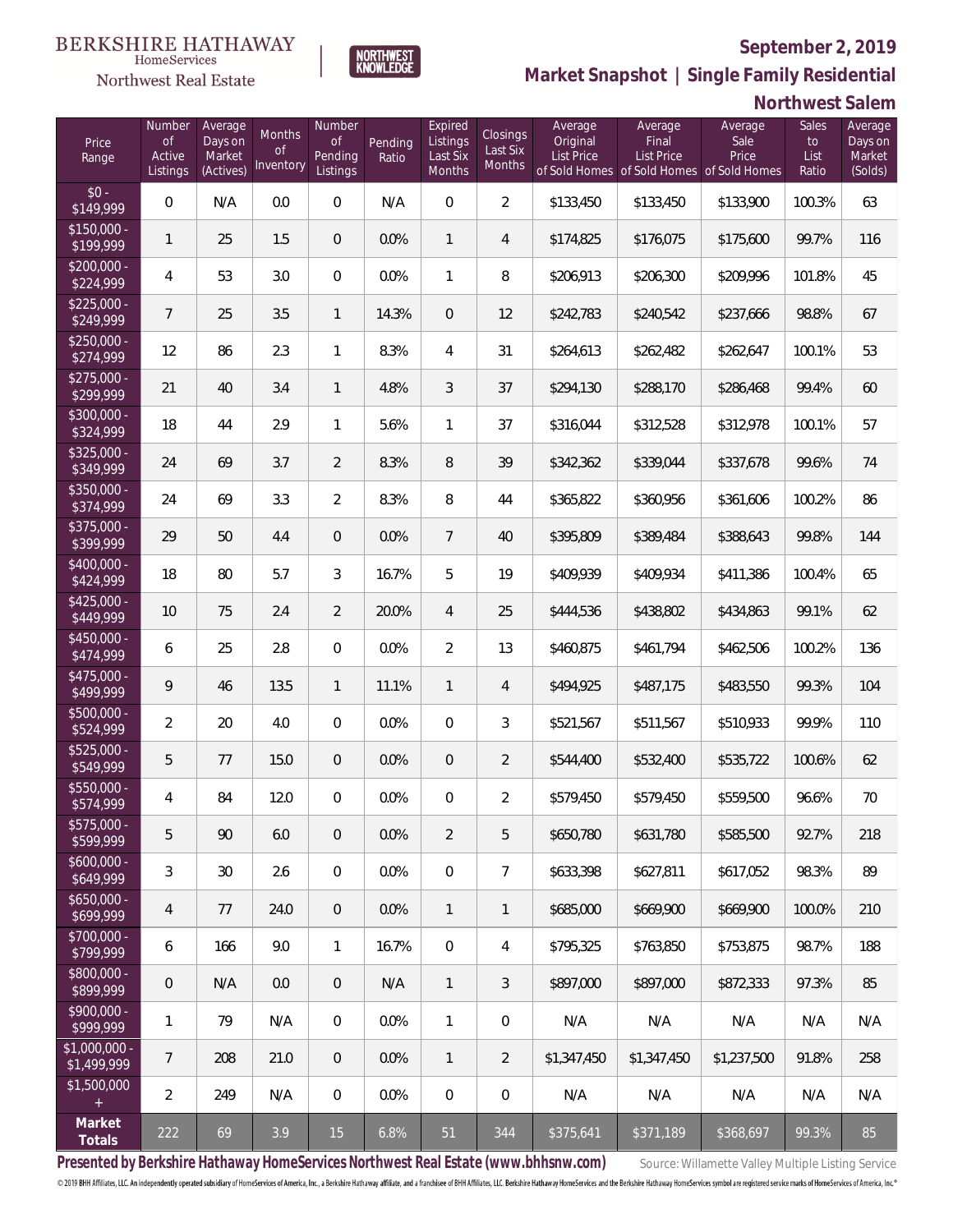BERKSHIRE HATHAWAY HomeServices Northwest Real Estate

NORTHWEST KNOWLEDGE

# September 2, 2019

## Market Snapshot | Single Family Residential

## Northwest Salem

| Price Range | Number of Active Listings | Average Days on Market (Actives) | Months of Inventory | Number of Pending Listings | Pending Ratio | Expired Listings Last Six Months | Closings Last Six Months | Average Original List Price of Sold Homes | Average Final List Price of Sold Homes | Average Sale Price of Sold Homes | Sales to List Ratio | Average Days on Market (Solds) |
|---|---|---|---|---|---|---|---|---|---|---|---|---|
| $0 - $149,999 | 0 | N/A | 0.0 | 0 | N/A | 0 | 2 | $133,450 | $133,450 | $133,900 | 100.3% | 63 |
| $150,000 - $199,999 | 1 | 25 | 1.5 | 0 | 0.0% | 1 | 4 | $174,825 | $176,075 | $175,600 | 99.7% | 116 |
| $200,000 - $224,999 | 4 | 53 | 3.0 | 0 | 0.0% | 1 | 8 | $206,913 | $206,300 | $209,996 | 101.8% | 45 |
| $225,000 - $249,999 | 7 | 25 | 3.5 | 1 | 14.3% | 0 | 12 | $242,783 | $240,542 | $237,666 | 98.8% | 67 |
| $250,000 - $274,999 | 12 | 86 | 2.3 | 1 | 8.3% | 4 | 31 | $264,613 | $262,482 | $262,647 | 100.1% | 53 |
| $275,000 - $299,999 | 21 | 40 | 3.4 | 1 | 4.8% | 3 | 37 | $294,130 | $288,170 | $286,468 | 99.4% | 60 |
| $300,000 - $324,999 | 18 | 44 | 2.9 | 1 | 5.6% | 1 | 37 | $316,044 | $312,528 | $312,978 | 100.1% | 57 |
| $325,000 - $349,999 | 24 | 69 | 3.7 | 2 | 8.3% | 8 | 39 | $342,362 | $339,044 | $337,678 | 99.6% | 74 |
| $350,000 - $374,999 | 24 | 69 | 3.3 | 2 | 8.3% | 8 | 44 | $365,822 | $360,956 | $361,606 | 100.2% | 86 |
| $375,000 - $399,999 | 29 | 50 | 4.4 | 0 | 0.0% | 7 | 40 | $395,809 | $389,484 | $388,643 | 99.8% | 144 |
| $400,000 - $424,999 | 18 | 80 | 5.7 | 3 | 16.7% | 5 | 19 | $409,939 | $409,934 | $411,386 | 100.4% | 65 |
| $425,000 - $449,999 | 10 | 75 | 2.4 | 2 | 20.0% | 4 | 25 | $444,536 | $438,802 | $434,863 | 99.1% | 62 |
| $450,000 - $474,999 | 6 | 25 | 2.8 | 0 | 0.0% | 2 | 13 | $460,875 | $461,794 | $462,506 | 100.2% | 136 |
| $475,000 - $499,999 | 9 | 46 | 13.5 | 1 | 11.1% | 1 | 4 | $494,925 | $487,175 | $483,550 | 99.3% | 104 |
| $500,000 - $524,999 | 2 | 20 | 4.0 | 0 | 0.0% | 0 | 3 | $521,567 | $511,567 | $510,933 | 99.9% | 110 |
| $525,000 - $549,999 | 5 | 77 | 15.0 | 0 | 0.0% | 0 | 2 | $544,400 | $532,400 | $535,722 | 100.6% | 62 |
| $550,000 - $574,999 | 4 | 84 | 12.0 | 0 | 0.0% | 0 | 2 | $579,450 | $579,450 | $559,500 | 96.6% | 70 |
| $575,000 - $599,999 | 5 | 90 | 6.0 | 0 | 0.0% | 2 | 5 | $650,780 | $631,780 | $585,500 | 92.7% | 218 |
| $600,000 - $649,999 | 3 | 30 | 2.6 | 0 | 0.0% | 0 | 7 | $633,398 | $627,811 | $617,052 | 98.3% | 89 |
| $650,000 - $699,999 | 4 | 77 | 24.0 | 0 | 0.0% | 1 | 1 | $685,000 | $669,900 | $669,900 | 100.0% | 210 |
| $700,000 - $799,999 | 6 | 166 | 9.0 | 1 | 16.7% | 0 | 4 | $795,325 | $763,850 | $753,875 | 98.7% | 188 |
| $800,000 - $899,999 | 0 | N/A | 0.0 | 0 | N/A | 1 | 3 | $897,000 | $897,000 | $872,333 | 97.3% | 85 |
| $900,000 - $999,999 | 1 | 79 | N/A | 0 | 0.0% | 1 | 0 | N/A | N/A | N/A | N/A | N/A |
| $1,000,000 - $1,499,999 | 7 | 208 | 21.0 | 0 | 0.0% | 1 | 2 | $1,347,450 | $1,347,450 | $1,237,500 | 91.8% | 258 |
| $1,500,000 + | 2 | 249 | N/A | 0 | 0.0% | 0 | 0 | N/A | N/A | N/A | N/A | N/A |
| **Market Totals** | 222 | 69 | 3.9 | 15 | 6.8% | 51 | 344 | $375,641 | $371,189 | $368,697 | 99.3% | 85 |

**Presented by Berkshire Hathaway HomeServices Northwest Real Estate (www.bhhsnw.com)** Source: Willamette Valley Multiple Listing Service

© 2019 BHH Affiliates, LLC. An independently operated subsidiary of HomeServices of America, Inc., a Berkshire Hathaway affiliate, and a franchisee of BHH Affiliates, LLC. Berkshire Hathaway HomeServices and the Berkshire Hathaway HomeServices symbol are registered service marks of HomeServices of America, Inc.®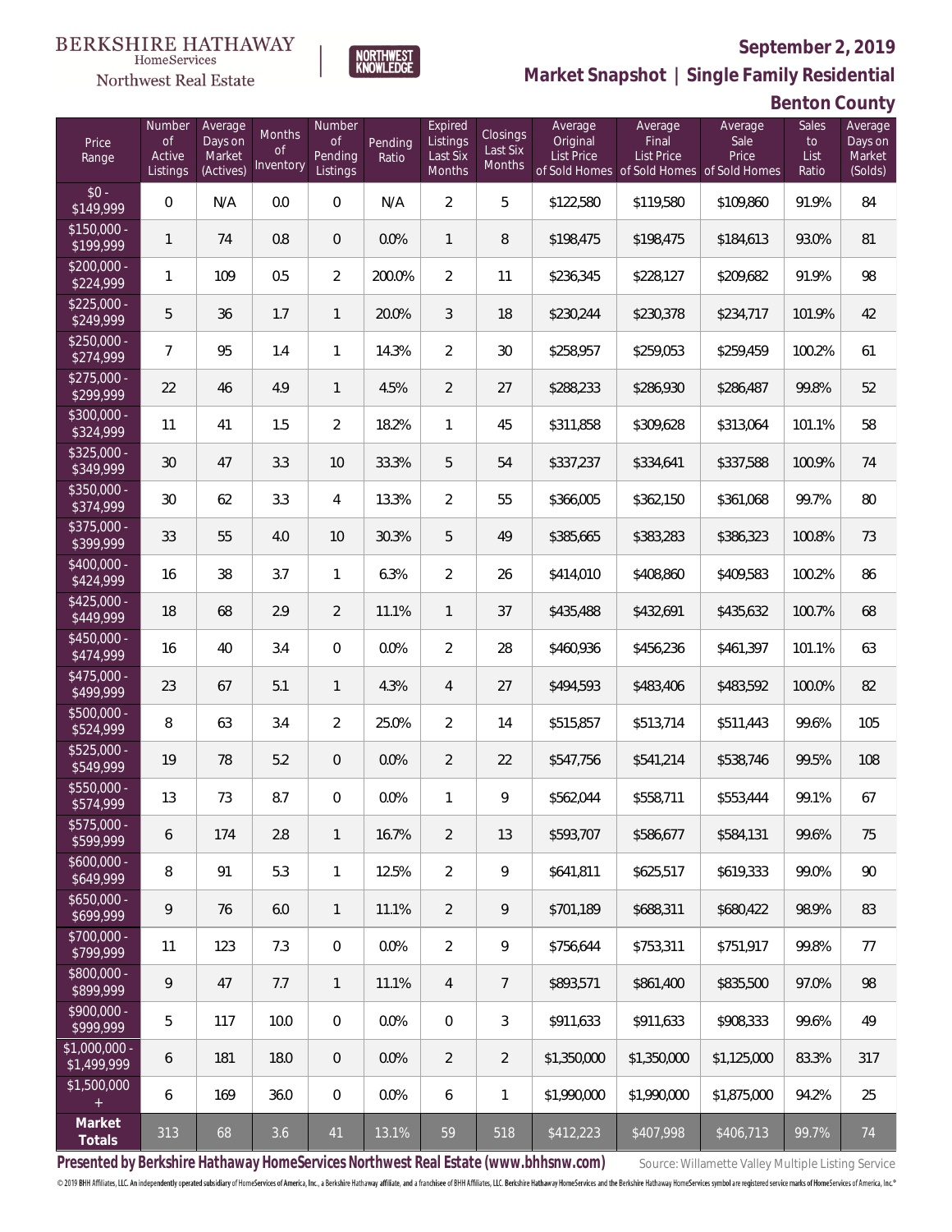BERKSHIRE HATHAWAY HomeServices Northwest Real Estate

NORTHWEST KNOWLEDGE

# September 2, 2019

## Market Snapshot | Single Family Residential

## Benton County

| Price Range | Number of Active Listings | Average Days on Market (Actives) | Months of Inventory | Number of Pending Listings | Pending Ratio | Expired Listings Last Six Months | Closings Last Six Months | Average Original List Price of Sold Homes | Average Final List Price of Sold Homes | Average Sale Price of Sold Homes | Sales to List Ratio | Average Days on Market (Solds) |
|---|---|---|---|---|---|---|---|---|---|---|---|---|
| $0 - $149,999 | 0 | N/A | 0.0 | 0 | N/A | 2 | 5 | $122,580 | $119,580 | $109,860 | 91.9% | 84 |
| $150,000 - $199,999 | 1 | 74 | 0.8 | 0 | 0.0% | 1 | 8 | $198,475 | $198,475 | $184,613 | 93.0% | 81 |
| $200,000 - $224,999 | 1 | 109 | 0.5 | 2 | 200.0% | 2 | 11 | $236,345 | $228,127 | $209,682 | 91.9% | 98 |
| $225,000 - $249,999 | 5 | 36 | 1.7 | 1 | 20.0% | 3 | 18 | $230,244 | $230,378 | $234,717 | 101.9% | 42 |
| $250,000 - $274,999 | 7 | 95 | 1.4 | 1 | 14.3% | 2 | 30 | $258,957 | $259,053 | $259,459 | 100.2% | 61 |
| $275,000 - $299,999 | 22 | 46 | 4.9 | 1 | 4.5% | 2 | 27 | $288,233 | $286,930 | $286,487 | 99.8% | 52 |
| $300,000 - $324,999 | 11 | 41 | 1.5 | 2 | 18.2% | 1 | 45 | $311,858 | $309,628 | $313,064 | 101.1% | 58 |
| $325,000 - $349,999 | 30 | 47 | 3.3 | 10 | 33.3% | 5 | 54 | $337,237 | $334,641 | $337,588 | 100.9% | 74 |
| $350,000 - $374,999 | 30 | 62 | 3.3 | 4 | 13.3% | 2 | 55 | $366,005 | $362,150 | $361,068 | 99.7% | 80 |
| $375,000 - $399,999 | 33 | 55 | 4.0 | 10 | 30.3% | 5 | 49 | $385,665 | $383,283 | $386,323 | 100.8% | 73 |
| $400,000 - $424,999 | 16 | 38 | 3.7 | 1 | 6.3% | 2 | 26 | $414,010 | $408,860 | $409,583 | 100.2% | 86 |
| $425,000 - $449,999 | 18 | 68 | 2.9 | 2 | 11.1% | 1 | 37 | $435,488 | $432,691 | $435,632 | 100.7% | 68 |
| $450,000 - $474,999 | 16 | 40 | 3.4 | 0 | 0.0% | 2 | 28 | $460,936 | $456,236 | $461,397 | 101.1% | 63 |
| $475,000 - $499,999 | 23 | 67 | 5.1 | 1 | 4.3% | 4 | 27 | $494,593 | $483,406 | $483,592 | 100.0% | 82 |
| $500,000 - $524,999 | 8 | 63 | 3.4 | 2 | 25.0% | 2 | 14 | $515,857 | $513,714 | $511,443 | 99.6% | 105 |
| $525,000 - $549,999 | 19 | 78 | 5.2 | 0 | 0.0% | 2 | 22 | $547,756 | $541,214 | $538,746 | 99.5% | 108 |
| $550,000 - $574,999 | 13 | 73 | 8.7 | 0 | 0.0% | 1 | 9 | $562,044 | $558,711 | $553,444 | 99.1% | 67 |
| $575,000 - $599,999 | 6 | 174 | 2.8 | 1 | 16.7% | 2 | 13 | $593,707 | $586,677 | $584,131 | 99.6% | 75 |
| $600,000 - $649,999 | 8 | 91 | 5.3 | 1 | 12.5% | 2 | 9 | $641,811 | $625,517 | $619,333 | 99.0% | 90 |
| $650,000 - $699,999 | 9 | 76 | 6.0 | 1 | 11.1% | 2 | 9 | $701,189 | $688,311 | $680,422 | 98.9% | 83 |
| $700,000 - $799,999 | 11 | 123 | 7.3 | 0 | 0.0% | 2 | 9 | $756,644 | $753,311 | $751,917 | 99.8% | 77 |
| $800,000 - $899,999 | 9 | 47 | 7.7 | 1 | 11.1% | 4 | 7 | $893,571 | $861,400 | $835,500 | 97.0% | 98 |
| $900,000 - $999,999 | 5 | 117 | 10.0 | 0 | 0.0% | 0 | 3 | $911,633 | $911,633 | $908,333 | 99.6% | 49 |
| $1,000,000 - $1,499,999 | 6 | 181 | 18.0 | 0 | 0.0% | 2 | 2 | $1,350,000 | $1,350,000 | $1,125,000 | 83.3% | 317 |
| $1,500,000 + | 6 | 169 | 36.0 | 0 | 0.0% | 6 | 1 | $1,990,000 | $1,990,000 | $1,875,000 | 94.2% | 25 |
| **Market Totals** | 313 | 68 | 3.6 | 41 | 13.1% | 59 | 518 | $412,223 | $407,998 | $406,713 | 99.7% | 74 |

**Presented by Berkshire Hathaway HomeServices Northwest Real Estate (www.bhhsnw.com)** Source: Willamette Valley Multiple Listing Service

© 2019 BHH Affiliates, LLC. An independently operated subsidiary of HomeServices of America, Inc., a Berkshire Hathaway affiliate, and a franchisee of BHH Affiliates, LLC. Berkshire Hathaway HomeServices and the Berkshire Hathaway HomeServices symbol are registered service marks of HomeServices of America, Inc.®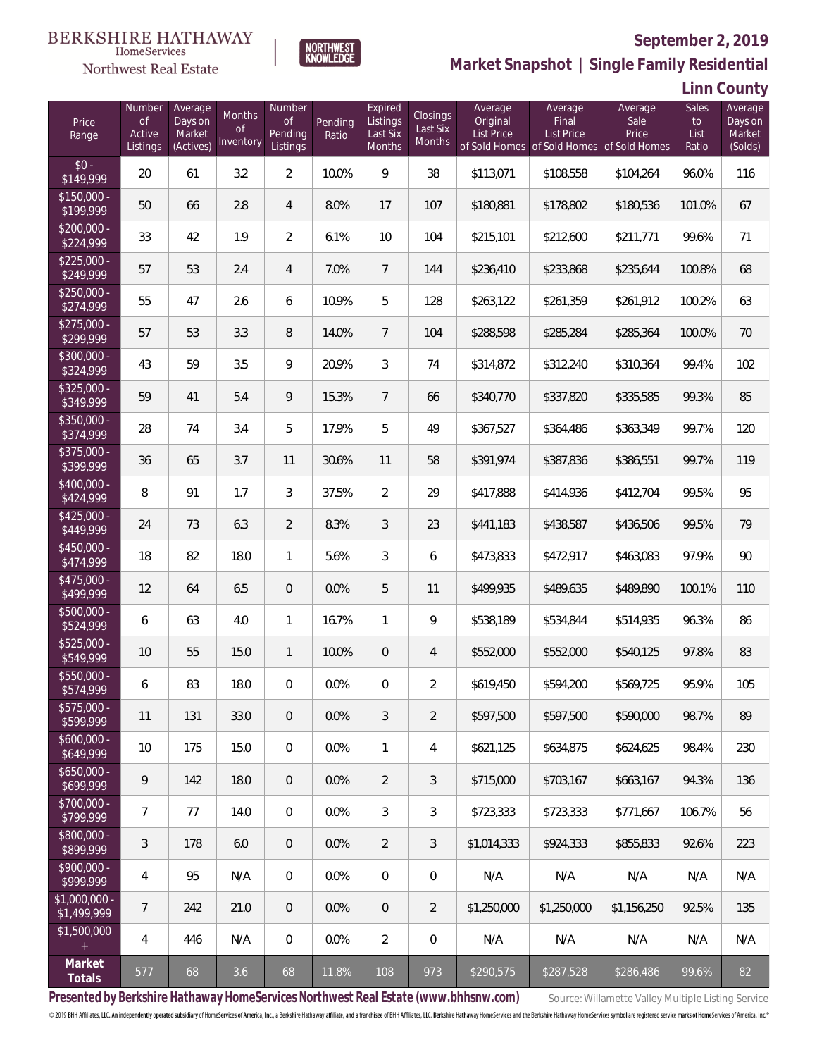BERKSHIRE HATHAWAY HomeServices Northwest Real Estate | NORTHWEST KNOWLEDGE

## September 2, 2019

## Market Snapshot | Single Family Residential

## Linn County

| Price Range | Number of Active Listings | Average Days on Market (Actives) | Months of Inventory | Number of Pending Listings | Pending Ratio | Expired Listings Last Six Months | Closings Last Six Months | Average Original List Price of Sold Homes | Average Final List Price of Sold Homes | Average Sale Price of Sold Homes | Sales to List Ratio | Average Days on Market (Solds) |
|---|---|---|---|---|---|---|---|---|---|---|---|---|
| $0 - $149,999 | 20 | 61 | 3.2 | 2 | 10.0% | 9 | 38 | $113,071 | $108,558 | $104,264 | 96.0% | 116 |
| $150,000 - $199,999 | 50 | 66 | 2.8 | 4 | 8.0% | 17 | 107 | $180,881 | $178,802 | $180,536 | 101.0% | 67 |
| $200,000 - $224,999 | 33 | 42 | 1.9 | 2 | 6.1% | 10 | 104 | $215,101 | $212,600 | $211,771 | 99.6% | 71 |
| $225,000 - $249,999 | 57 | 53 | 2.4 | 4 | 7.0% | 7 | 144 | $236,410 | $233,868 | $235,644 | 100.8% | 68 |
| $250,000 - $274,999 | 55 | 47 | 2.6 | 6 | 10.9% | 5 | 128 | $263,122 | $261,359 | $261,912 | 100.2% | 63 |
| $275,000 - $299,999 | 57 | 53 | 3.3 | 8 | 14.0% | 7 | 104 | $288,598 | $285,284 | $285,364 | 100.0% | 70 |
| $300,000 - $324,999 | 43 | 59 | 3.5 | 9 | 20.9% | 3 | 74 | $314,872 | $312,240 | $310,364 | 99.4% | 102 |
| $325,000 - $349,999 | 59 | 41 | 5.4 | 9 | 15.3% | 7 | 66 | $340,770 | $337,820 | $335,585 | 99.3% | 85 |
| $350,000 - $374,999 | 28 | 74 | 3.4 | 5 | 17.9% | 5 | 49 | $367,527 | $364,486 | $363,349 | 99.7% | 120 |
| $375,000 - $399,999 | 36 | 65 | 3.7 | 11 | 30.6% | 11 | 58 | $391,974 | $387,836 | $386,551 | 99.7% | 119 |
| $400,000 - $424,999 | 8 | 91 | 1.7 | 3 | 37.5% | 2 | 29 | $417,888 | $414,936 | $412,704 | 99.5% | 95 |
| $425,000 - $449,999 | 24 | 73 | 6.3 | 2 | 8.3% | 3 | 23 | $441,183 | $438,587 | $436,506 | 99.5% | 79 |
| $450,000 - $474,999 | 18 | 82 | 18.0 | 1 | 5.6% | 3 | 6 | $473,833 | $472,917 | $463,083 | 97.9% | 90 |
| $475,000 - $499,999 | 12 | 64 | 6.5 | 0 | 0.0% | 5 | 11 | $499,935 | $489,635 | $489,890 | 100.1% | 110 |
| $500,000 - $524,999 | 6 | 63 | 4.0 | 1 | 16.7% | 1 | 9 | $538,189 | $534,844 | $514,935 | 96.3% | 86 |
| $525,000 - $549,999 | 10 | 55 | 15.0 | 1 | 10.0% | 0 | 4 | $552,000 | $552,000 | $540,125 | 97.8% | 83 |
| $550,000 - $574,999 | 6 | 83 | 18.0 | 0 | 0.0% | 0 | 2 | $619,450 | $594,200 | $569,725 | 95.9% | 105 |
| $575,000 - $599,999 | 11 | 131 | 33.0 | 0 | 0.0% | 3 | 2 | $597,500 | $597,500 | $590,000 | 98.7% | 89 |
| $600,000 - $649,999 | 10 | 175 | 15.0 | 0 | 0.0% | 1 | 4 | $621,125 | $634,875 | $624,625 | 98.4% | 230 |
| $650,000 - $699,999 | 9 | 142 | 18.0 | 0 | 0.0% | 2 | 3 | $715,000 | $703,167 | $663,167 | 94.3% | 136 |
| $700,000 - $799,999 | 7 | 77 | 14.0 | 0 | 0.0% | 3 | 3 | $723,333 | $723,333 | $771,667 | 106.7% | 56 |
| $800,000 - $899,999 | 3 | 178 | 6.0 | 0 | 0.0% | 2 | 3 | $1,014,333 | $924,333 | $855,833 | 92.6% | 223 |
| $900,000 - $999,999 | 4 | 95 | N/A | 0 | 0.0% | 0 | 0 | N/A | N/A | N/A | N/A | N/A |
| $1,000,000 - $1,499,999 | 7 | 242 | 21.0 | 0 | 0.0% | 0 | 2 | $1,250,000 | $1,250,000 | $1,156,250 | 92.5% | 135 |
| $1,500,000 + | 4 | 446 | N/A | 0 | 0.0% | 2 | 0 | N/A | N/A | N/A | N/A | N/A |
| **Market Totals** | 577 | 68 | 3.6 | 68 | 11.8% | 108 | 973 | $290,575 | $287,528 | $286,486 | 99.6% | 82 |

**Presented by Berkshire Hathaway HomeServices Northwest Real Estate (www.bhhsnw.com)** Source: Willamette Valley Multiple Listing Service

© 2019 BHH Affiliates, LLC. An independently operated subsidiary of HomeServices of America, Inc., a Berkshire Hathaway affiliate, and a franchisee of BHH Affiliates, LLC. Berkshire Hathaway HomeServices and the Berkshire Hathaway HomeServices symbol are registered service marks of HomeServices of America, Inc.®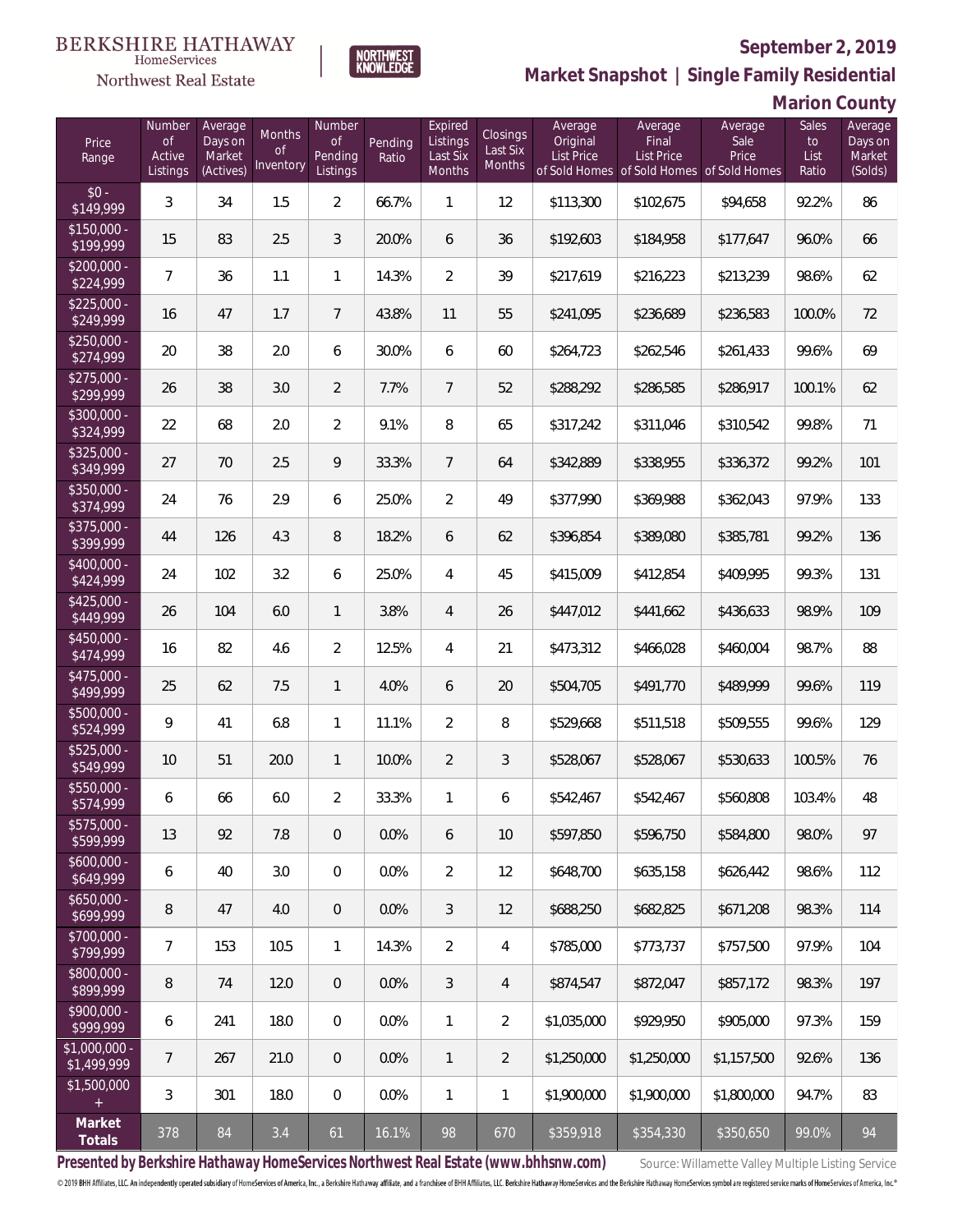BERKSHIRE HATHAWAY HomeServices Northwest Real Estate

NORTHWEST KNOWLEDGE

# September 2, 2019

## Market Snapshot | Single Family Residential

## Marion County

| Price Range | Number of Active Listings | Average Days on Market (Actives) | Months of Inventory | Number of Pending Listings | Pending Ratio | Expired Listings Last Six Months | Closings Last Six Months | Average Original List Price of Sold Homes | Average Final List Price of Sold Homes | Average Sale Price of Sold Homes | Sales to List Ratio | Average Days on Market (Solds) |
|---|---|---|---|---|---|---|---|---|---|---|---|---|
| $0 - $149,999 | 3 | 34 | 1.5 | 2 | 66.7% | 1 | 12 | $113,300 | $102,675 | $94,658 | 92.2% | 86 |
| $150,000 - $199,999 | 15 | 83 | 2.5 | 3 | 20.0% | 6 | 36 | $192,603 | $184,958 | $177,647 | 96.0% | 66 |
| $200,000 - $224,999 | 7 | 36 | 1.1 | 1 | 14.3% | 2 | 39 | $217,619 | $216,223 | $213,239 | 98.6% | 62 |
| $225,000 - $249,999 | 16 | 47 | 1.7 | 7 | 43.8% | 11 | 55 | $241,095 | $236,689 | $236,583 | 100.0% | 72 |
| $250,000 - $274,999 | 20 | 38 | 2.0 | 6 | 30.0% | 6 | 60 | $264,723 | $262,546 | $261,433 | 99.6% | 69 |
| $275,000 - $299,999 | 26 | 38 | 3.0 | 2 | 7.7% | 7 | 52 | $288,292 | $286,585 | $286,917 | 100.1% | 62 |
| $300,000 - $324,999 | 22 | 68 | 2.0 | 2 | 9.1% | 8 | 65 | $317,242 | $311,046 | $310,542 | 99.8% | 71 |
| $325,000 - $349,999 | 27 | 70 | 2.5 | 9 | 33.3% | 7 | 64 | $342,889 | $338,955 | $336,372 | 99.2% | 101 |
| $350,000 - $374,999 | 24 | 76 | 2.9 | 6 | 25.0% | 2 | 49 | $377,990 | $369,988 | $362,043 | 97.9% | 133 |
| $375,000 - $399,999 | 44 | 126 | 4.3 | 8 | 18.2% | 6 | 62 | $396,854 | $389,080 | $385,781 | 99.2% | 136 |
| $400,000 - $424,999 | 24 | 102 | 3.2 | 6 | 25.0% | 4 | 45 | $415,009 | $412,854 | $409,995 | 99.3% | 131 |
| $425,000 - $449,999 | 26 | 104 | 6.0 | 1 | 3.8% | 4 | 26 | $447,012 | $441,662 | $436,633 | 98.9% | 109 |
| $450,000 - $474,999 | 16 | 82 | 4.6 | 2 | 12.5% | 4 | 21 | $473,312 | $466,028 | $460,004 | 98.7% | 88 |
| $475,000 - $499,999 | 25 | 62 | 7.5 | 1 | 4.0% | 6 | 20 | $504,705 | $491,770 | $489,999 | 99.6% | 119 |
| $500,000 - $524,999 | 9 | 41 | 6.8 | 1 | 11.1% | 2 | 8 | $529,668 | $511,518 | $509,555 | 99.6% | 129 |
| $525,000 - $549,999 | 10 | 51 | 20.0 | 1 | 10.0% | 2 | 3 | $528,067 | $528,067 | $530,633 | 100.5% | 76 |
| $550,000 - $574,999 | 6 | 66 | 6.0 | 2 | 33.3% | 1 | 6 | $542,467 | $542,467 | $560,808 | 103.4% | 48 |
| $575,000 - $599,999 | 13 | 92 | 7.8 | 0 | 0.0% | 6 | 10 | $597,850 | $596,750 | $584,800 | 98.0% | 97 |
| $600,000 - $649,999 | 6 | 40 | 3.0 | 0 | 0.0% | 2 | 12 | $648,700 | $635,158 | $626,442 | 98.6% | 112 |
| $650,000 - $699,999 | 8 | 47 | 4.0 | 0 | 0.0% | 3 | 12 | $688,250 | $682,825 | $671,208 | 98.3% | 114 |
| $700,000 - $799,999 | 7 | 153 | 10.5 | 1 | 14.3% | 2 | 4 | $785,000 | $773,737 | $757,500 | 97.9% | 104 |
| $800,000 - $899,999 | 8 | 74 | 12.0 | 0 | 0.0% | 3 | 4 | $874,547 | $872,047 | $857,172 | 98.3% | 197 |
| $900,000 - $999,999 | 6 | 241 | 18.0 | 0 | 0.0% | 1 | 2 | $1,035,000 | $929,950 | $905,000 | 97.3% | 159 |
| $1,000,000 - $1,499,999 | 7 | 267 | 21.0 | 0 | 0.0% | 1 | 2 | $1,250,000 | $1,250,000 | $1,157,500 | 92.6% | 136 |
| $1,500,000 + | 3 | 301 | 18.0 | 0 | 0.0% | 1 | 1 | $1,900,000 | $1,900,000 | $1,800,000 | 94.7% | 83 |
| **Market Totals** | 378 | 84 | 3.4 | 61 | 16.1% | 98 | 670 | $359,918 | $354,330 | $350,650 | 99.0% | 94 |

**Presented by Berkshire Hathaway HomeServices Northwest Real Estate (www.bhhsnw.com)** Source: Willamette Valley Multiple Listing Service

© 2019 BHH Affiliates, LLC. An independently operated subsidiary of HomeServices of America, Inc., a Berkshire Hathaway affiliate, and a franchisee of BHH Affiliates, LLC. Berkshire Hathaway HomeServices and the Berkshire Hathaway HomeServices symbol are registered service marks of HomeServices of America, Inc.®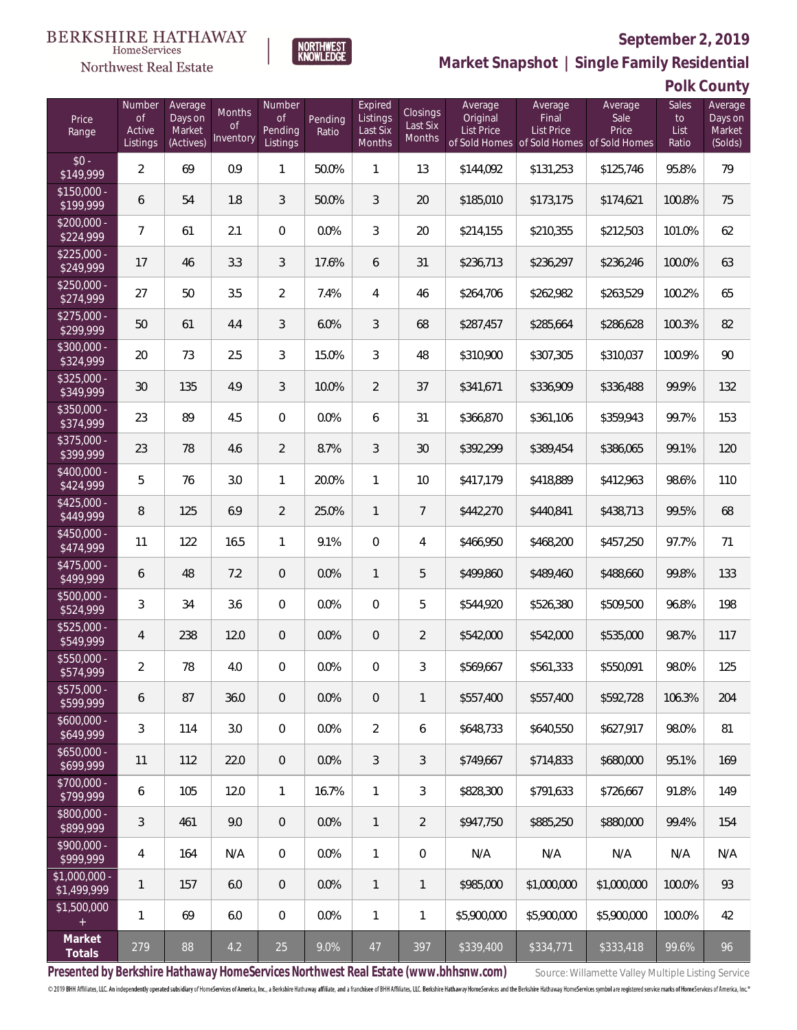BERKSHIRE HATHAWAY HomeServices Northwest Real Estate

NORTHWEST KNOWLEDGE

# September 2, 2019

## Market Snapshot | Single Family Residential

## Polk County

| Price Range | Number of Active Listings | Average Days on Market (Actives) | Months of Inventory | Number of Pending Listings | Pending Ratio | Expired Listings Last Six Months | Closings Last Six Months | Average Original List Price of Sold Homes | Average Final List Price of Sold Homes | Average Sale Price of Sold Homes | Sales to List Ratio | Average Days on Market (Solds) |
|---|---|---|---|---|---|---|---|---|---|---|---|---|
| $0 - $149,999 | 2 | 69 | 0.9 | 1 | 50.0% | 1 | 13 | $144,092 | $131,253 | $125,746 | 95.8% | 79 |
| $150,000 - $199,999 | 6 | 54 | 1.8 | 3 | 50.0% | 3 | 20 | $185,010 | $173,175 | $174,621 | 100.8% | 75 |
| $200,000 - $224,999 | 7 | 61 | 2.1 | 0 | 0.0% | 3 | 20 | $214,155 | $210,355 | $212,503 | 101.0% | 62 |
| $225,000 - $249,999 | 17 | 46 | 3.3 | 3 | 17.6% | 6 | 31 | $236,713 | $236,297 | $236,246 | 100.0% | 63 |
| $250,000 - $274,999 | 27 | 50 | 3.5 | 2 | 7.4% | 4 | 46 | $264,706 | $262,982 | $263,529 | 100.2% | 65 |
| $275,000 - $299,999 | 50 | 61 | 4.4 | 3 | 6.0% | 3 | 68 | $287,457 | $285,664 | $286,628 | 100.3% | 82 |
| $300,000 - $324,999 | 20 | 73 | 2.5 | 3 | 15.0% | 3 | 48 | $310,900 | $307,305 | $310,037 | 100.9% | 90 |
| $325,000 - $349,999 | 30 | 135 | 4.9 | 3 | 10.0% | 2 | 37 | $341,671 | $336,909 | $336,488 | 99.9% | 132 |
| $350,000 - $374,999 | 23 | 89 | 4.5 | 0 | 0.0% | 6 | 31 | $366,870 | $361,106 | $359,943 | 99.7% | 153 |
| $375,000 - $399,999 | 23 | 78 | 4.6 | 2 | 8.7% | 3 | 30 | $392,299 | $389,454 | $386,065 | 99.1% | 120 |
| $400,000 - $424,999 | 5 | 76 | 3.0 | 1 | 20.0% | 1 | 10 | $417,179 | $418,889 | $412,963 | 98.6% | 110 |
| $425,000 - $449,999 | 8 | 125 | 6.9 | 2 | 25.0% | 1 | 7 | $442,270 | $440,841 | $438,713 | 99.5% | 68 |
| $450,000 - $474,999 | 11 | 122 | 16.5 | 1 | 9.1% | 0 | 4 | $466,950 | $468,200 | $457,250 | 97.7% | 71 |
| $475,000 - $499,999 | 6 | 48 | 7.2 | 0 | 0.0% | 1 | 5 | $499,860 | $489,460 | $488,660 | 99.8% | 133 |
| $500,000 - $524,999 | 3 | 34 | 3.6 | 0 | 0.0% | 0 | 5 | $544,920 | $526,380 | $509,500 | 96.8% | 198 |
| $525,000 - $549,999 | 4 | 238 | 12.0 | 0 | 0.0% | 0 | 2 | $542,000 | $542,000 | $535,000 | 98.7% | 117 |
| $550,000 - $574,999 | 2 | 78 | 4.0 | 0 | 0.0% | 0 | 3 | $569,667 | $561,333 | $550,091 | 98.0% | 125 |
| $575,000 - $599,999 | 6 | 87 | 36.0 | 0 | 0.0% | 0 | 1 | $557,400 | $557,400 | $592,728 | 106.3% | 204 |
| $600,000 - $649,999 | 3 | 114 | 3.0 | 0 | 0.0% | 2 | 6 | $648,733 | $640,550 | $627,917 | 98.0% | 81 |
| $650,000 - $699,999 | 11 | 112 | 22.0 | 0 | 0.0% | 3 | 3 | $749,667 | $714,833 | $680,000 | 95.1% | 169 |
| $700,000 - $799,999 | 6 | 105 | 12.0 | 1 | 16.7% | 1 | 3 | $828,300 | $791,633 | $726,667 | 91.8% | 149 |
| $800,000 - $899,999 | 3 | 461 | 9.0 | 0 | 0.0% | 1 | 2 | $947,750 | $885,250 | $880,000 | 99.4% | 154 |
| $900,000 - $999,999 | 4 | 164 | N/A | 0 | 0.0% | 1 | 0 | N/A | N/A | N/A | N/A | N/A |
| $1,000,000 - $1,499,999 | 1 | 157 | 6.0 | 0 | 0.0% | 1 | 1 | $985,000 | $1,000,000 | $1,000,000 | 100.0% | 93 |
| $1,500,000 + | 1 | 69 | 6.0 | 0 | 0.0% | 1 | 1 | $5,900,000 | $5,900,000 | $5,900,000 | 100.0% | 42 |
| **Market Totals** | 279 | 88 | 4.2 | 25 | 9.0% | 47 | 397 | $339,400 | $334,771 | $333,418 | 99.6% | 96 |

**Presented by Berkshire Hathaway HomeServices Northwest Real Estate (www.bhhsnw.com)** Source: Willamette Valley Multiple Listing Service

© 2019 BHH Affiliates, LLC. An independently operated subsidiary of HomeServices of America, Inc., a Berkshire Hathaway affiliate, and a franchisee of BHH Affiliates, LLC. Berkshire Hathaway HomeServices and the Berkshire Hathaway HomeServices symbol are registered service marks of HomeServices of America, Inc.®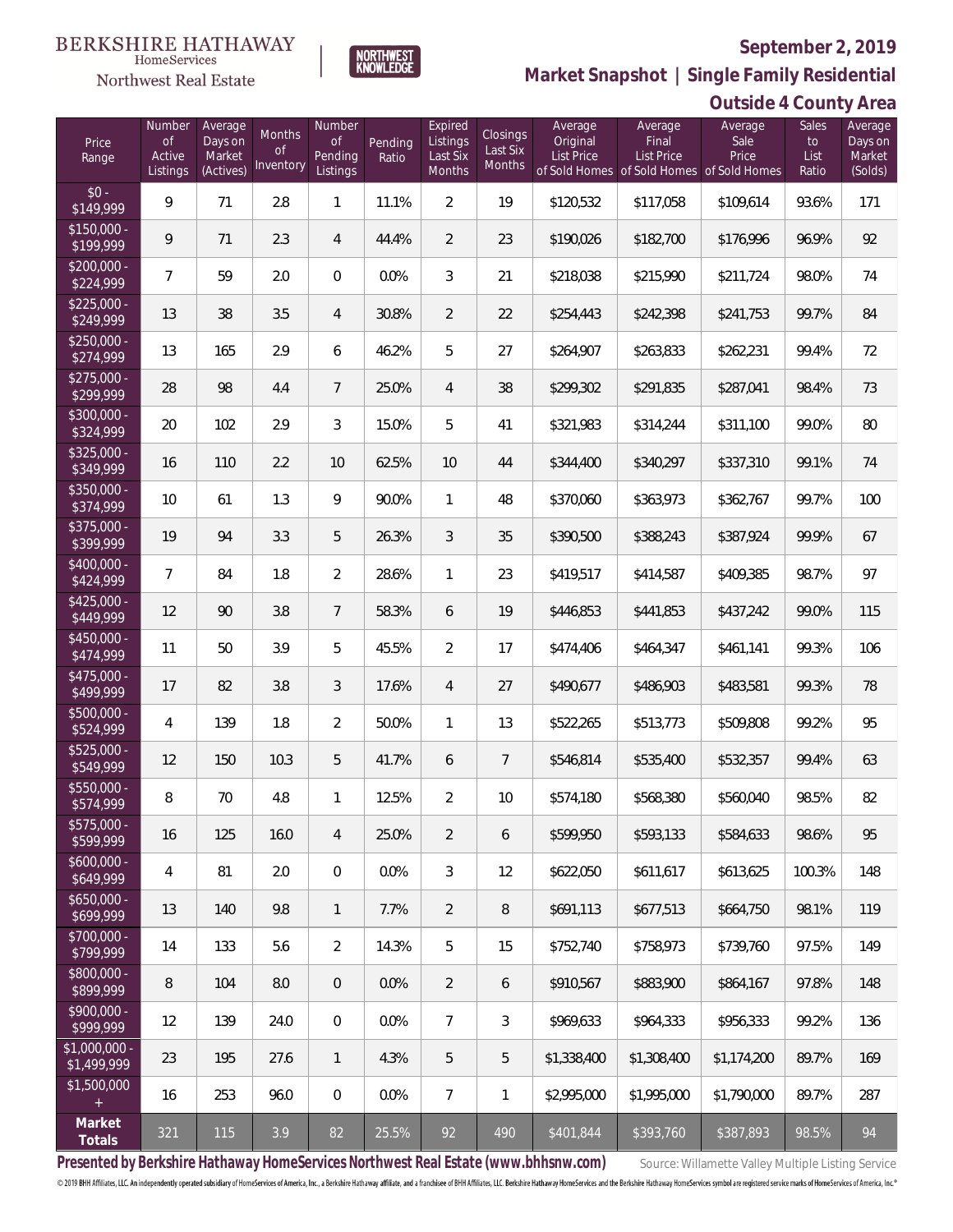BERKSHIRE HATHAWAY HomeServices Northwest Real Estate

NORTHWEST KNOWLEDGE

**September 2, 2019**

**Market Snapshot | Single Family Residential**

**Outside 4 County Area**

| Price Range | Number of Active Listings | Average Days on Market (Actives) | Months of Inventory | Number of Pending Listings | Pending Ratio | Expired Listings Last Six Months | Closings Last Six Months | Average Original List Price of Sold Homes | Average Final List Price of Sold Homes | Average Sale Price of Sold Homes | Sales to List Ratio | Average Days on Market (Solds) |
|---|---|---|---|---|---|---|---|---|---|---|---|---|
| $0 - $149,999 | 9 | 71 | 2.8 | 1 | 11.1% | 2 | 19 | $120,532 | $117,058 | $109,614 | 93.6% | 171 |
| $150,000 - $199,999 | 9 | 71 | 2.3 | 4 | 44.4% | 2 | 23 | $190,026 | $182,700 | $176,996 | 96.9% | 92 |
| $200,000 - $224,999 | 7 | 59 | 2.0 | 0 | 0.0% | 3 | 21 | $218,038 | $215,990 | $211,724 | 98.0% | 74 |
| $225,000 - $249,999 | 13 | 38 | 3.5 | 4 | 30.8% | 2 | 22 | $254,443 | $242,398 | $241,753 | 99.7% | 84 |
| $250,000 - $274,999 | 13 | 165 | 2.9 | 6 | 46.2% | 5 | 27 | $264,907 | $263,833 | $262,231 | 99.4% | 72 |
| $275,000 - $299,999 | 28 | 98 | 4.4 | 7 | 25.0% | 4 | 38 | $299,302 | $291,835 | $287,041 | 98.4% | 73 |
| $300,000 - $324,999 | 20 | 102 | 2.9 | 3 | 15.0% | 5 | 41 | $321,983 | $314,244 | $311,100 | 99.0% | 80 |
| $325,000 - $349,999 | 16 | 110 | 2.2 | 10 | 62.5% | 10 | 44 | $344,400 | $340,297 | $337,310 | 99.1% | 74 |
| $350,000 - $374,999 | 10 | 61 | 1.3 | 9 | 90.0% | 1 | 48 | $370,060 | $363,973 | $362,767 | 99.7% | 100 |
| $375,000 - $399,999 | 19 | 94 | 3.3 | 5 | 26.3% | 3 | 35 | $390,500 | $388,243 | $387,924 | 99.9% | 67 |
| $400,000 - $424,999 | 7 | 84 | 1.8 | 2 | 28.6% | 1 | 23 | $419,517 | $414,587 | $409,385 | 98.7% | 97 |
| $425,000 - $449,999 | 12 | 90 | 3.8 | 7 | 58.3% | 6 | 19 | $446,853 | $441,853 | $437,242 | 99.0% | 115 |
| $450,000 - $474,999 | 11 | 50 | 3.9 | 5 | 45.5% | 2 | 17 | $474,406 | $464,347 | $461,141 | 99.3% | 106 |
| $475,000 - $499,999 | 17 | 82 | 3.8 | 3 | 17.6% | 4 | 27 | $490,677 | $486,903 | $483,581 | 99.3% | 78 |
| $500,000 - $524,999 | 4 | 139 | 1.8 | 2 | 50.0% | 1 | 13 | $522,265 | $513,773 | $509,808 | 99.2% | 95 |
| $525,000 - $549,999 | 12 | 150 | 10.3 | 5 | 41.7% | 6 | 7 | $546,814 | $535,400 | $532,357 | 99.4% | 63 |
| $550,000 - $574,999 | 8 | 70 | 4.8 | 1 | 12.5% | 2 | 10 | $574,180 | $568,380 | $560,040 | 98.5% | 82 |
| $575,000 - $599,999 | 16 | 125 | 16.0 | 4 | 25.0% | 2 | 6 | $599,950 | $593,133 | $584,633 | 98.6% | 95 |
| $600,000 - $649,999 | 4 | 81 | 2.0 | 0 | 0.0% | 3 | 12 | $622,050 | $611,617 | $613,625 | 100.3% | 148 |
| $650,000 - $699,999 | 13 | 140 | 9.8 | 1 | 7.7% | 2 | 8 | $691,113 | $677,513 | $664,750 | 98.1% | 119 |
| $700,000 - $799,999 | 14 | 133 | 5.6 | 2 | 14.3% | 5 | 15 | $752,740 | $758,973 | $739,760 | 97.5% | 149 |
| $800,000 - $899,999 | 8 | 104 | 8.0 | 0 | 0.0% | 2 | 6 | $910,567 | $883,900 | $864,167 | 97.8% | 148 |
| $900,000 - $999,999 | 12 | 139 | 24.0 | 0 | 0.0% | 7 | 3 | $969,633 | $964,333 | $956,333 | 99.2% | 136 |
| $1,000,000 - $1,499,999 | 23 | 195 | 27.6 | 1 | 4.3% | 5 | 5 | $1,338,400 | $1,308,400 | $1,174,200 | 89.7% | 169 |
| $1,500,000 + | 16 | 253 | 96.0 | 0 | 0.0% | 7 | 1 | $2,995,000 | $1,995,000 | $1,790,000 | 89.7% | 287 |
| **Market Totals** | 321 | 115 | 3.9 | 82 | 25.5% | 92 | 490 | $401,844 | $393,760 | $387,893 | 98.5% | 94 |

**Presented by Berkshire Hathaway HomeServices Northwest Real Estate (www.bhhsnw.com)** Source: Willamette Valley Multiple Listing Service

© 2019 BHH Affiliates, LLC. An independently operated subsidiary of HomeServices of America, Inc., a Berkshire Hathaway affiliate, and a franchisee of BHH Affiliates, LLC. Berkshire Hathaway HomeServices and the Berkshire Hathaway HomeServices symbol are registered service marks of HomeServices of America, Inc.®